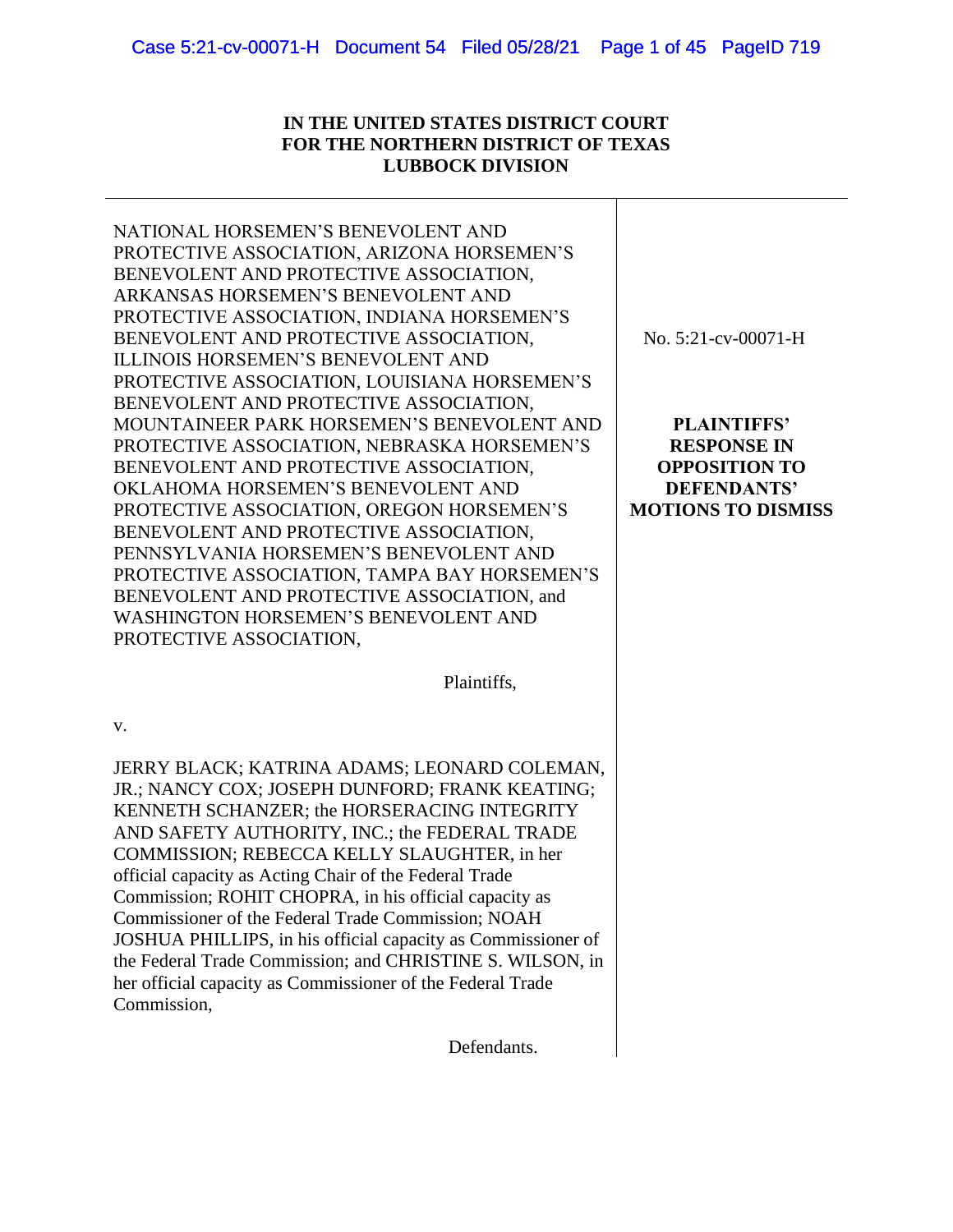**IN THE UNITED STATES DISTRICT COURT**
**FOR THE NORTHERN DISTRICT OF TEXAS**
**LUBBOCK DIVISION**

NATIONAL HORSEMEN'S BENEVOLENT AND PROTECTIVE ASSOCIATION, ARIZONA HORSEMEN'S BENEVOLENT AND PROTECTIVE ASSOCIATION, ARKANSAS HORSEMEN'S BENEVOLENT AND PROTECTIVE ASSOCIATION, INDIANA HORSEMEN'S BENEVOLENT AND PROTECTIVE ASSOCIATION, ILLINOIS HORSEMEN'S BENEVOLENT AND PROTECTIVE ASSOCIATION, LOUISIANA HORSEMEN'S BENEVOLENT AND PROTECTIVE ASSOCIATION, MOUNTAINEER PARK HORSEMEN'S BENEVOLENT AND PROTECTIVE ASSOCIATION, NEBRASKA HORSEMEN'S BENEVOLENT AND PROTECTIVE ASSOCIATION, OKLAHOMA HORSEMEN'S BENEVOLENT AND PROTECTIVE ASSOCIATION, OREGON HORSEMEN'S BENEVOLENT AND PROTECTIVE ASSOCIATION, PENNSYLVANIA HORSEMEN'S BENEVOLENT AND PROTECTIVE ASSOCIATION, TAMPA BAY HORSEMEN'S BENEVOLENT AND PROTECTIVE ASSOCIATION, and WASHINGTON HORSEMEN'S BENEVOLENT AND PROTECTIVE ASSOCIATION,

Plaintiffs,

v.

JERRY BLACK; KATRINA ADAMS; LEONARD COLEMAN, JR.; NANCY COX; JOSEPH DUNFORD; FRANK KEATING; KENNETH SCHANZER; the HORSERACING INTEGRITY AND SAFETY AUTHORITY, INC.; the FEDERAL TRADE COMMISSION; REBECCA KELLY SLAUGHTER, in her official capacity as Acting Chair of the Federal Trade Commission; ROHIT CHOPRA, in his official capacity as Commissioner of the Federal Trade Commission; NOAH JOSHUA PHILLIPS, in his official capacity as Commissioner of the Federal Trade Commission; and CHRISTINE S. WILSON, in her official capacity as Commissioner of the Federal Trade Commission,

Defendants.

No. 5:21-cv-00071-H

**PLAINTIFFS' RESPONSE IN OPPOSITION TO DEFENDANTS' MOTIONS TO DISMISS**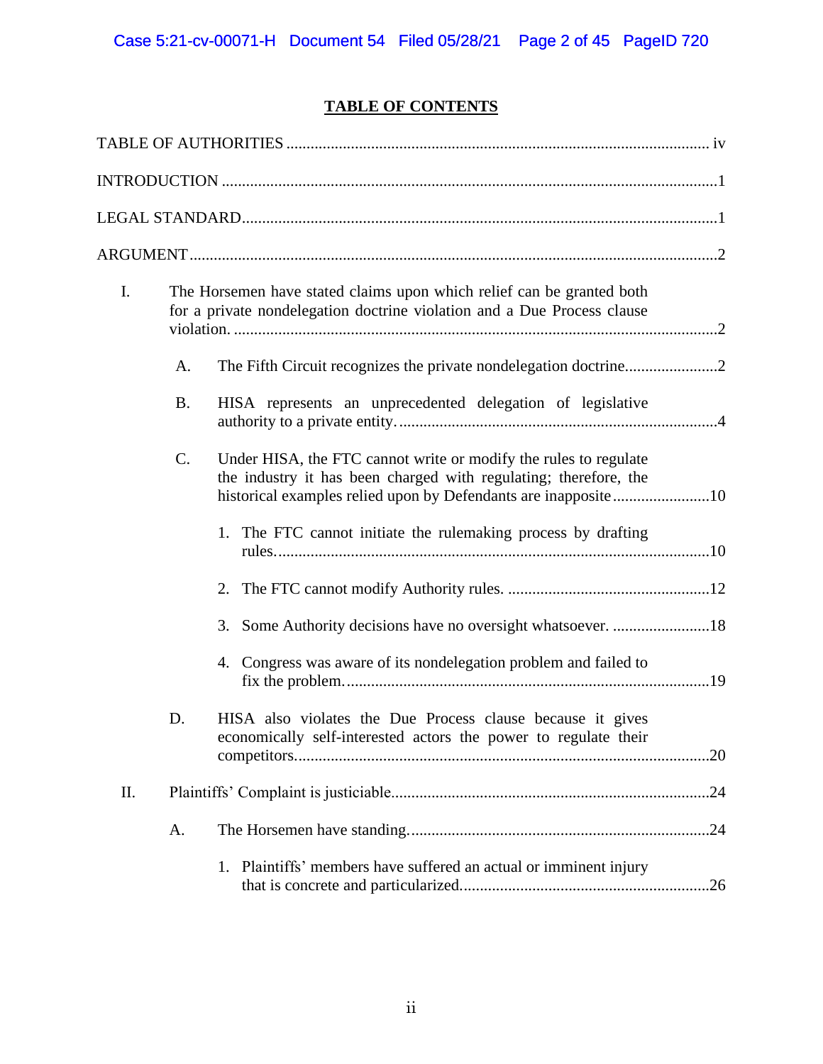# TABLE OF CONTENTS

TABLE OF AUTHORITIES .................................................. iv

INTRODUCTION .................................................. 1

LEGAL STANDARD .................................................. 1

ARGUMENT .................................................. 2

I. The Horsemen have stated claims upon which relief can be granted both for a private nondelegation doctrine violation and a Due Process clause violation. .................................................. 2

  A. The Fifth Circuit recognizes the private nondelegation doctrine .................................................. 2

  B. HISA represents an unprecedented delegation of legislative authority to a private entity. .................................................. 4

  C. Under HISA, the FTC cannot write or modify the rules to regulate the industry it has been charged with regulating; therefore, the historical examples relied upon by Defendants are inapposite .................................................. 10

    1. The FTC cannot initiate the rulemaking process by drafting rules. .................................................. 10

    2. The FTC cannot modify Authority rules. .................................................. 12

    3. Some Authority decisions have no oversight whatsoever. .................................................. 18

    4. Congress was aware of its nondelegation problem and failed to fix the problem. .................................................. 19

  D. HISA also violates the Due Process clause because it gives economically self-interested actors the power to regulate their competitors. .................................................. 20

II. Plaintiffs' Complaint is justiciable .................................................. 24

  A. The Horsemen have standing. .................................................. 24

    1. Plaintiffs' members have suffered an actual or imminent injury that is concrete and particularized. .................................................. 26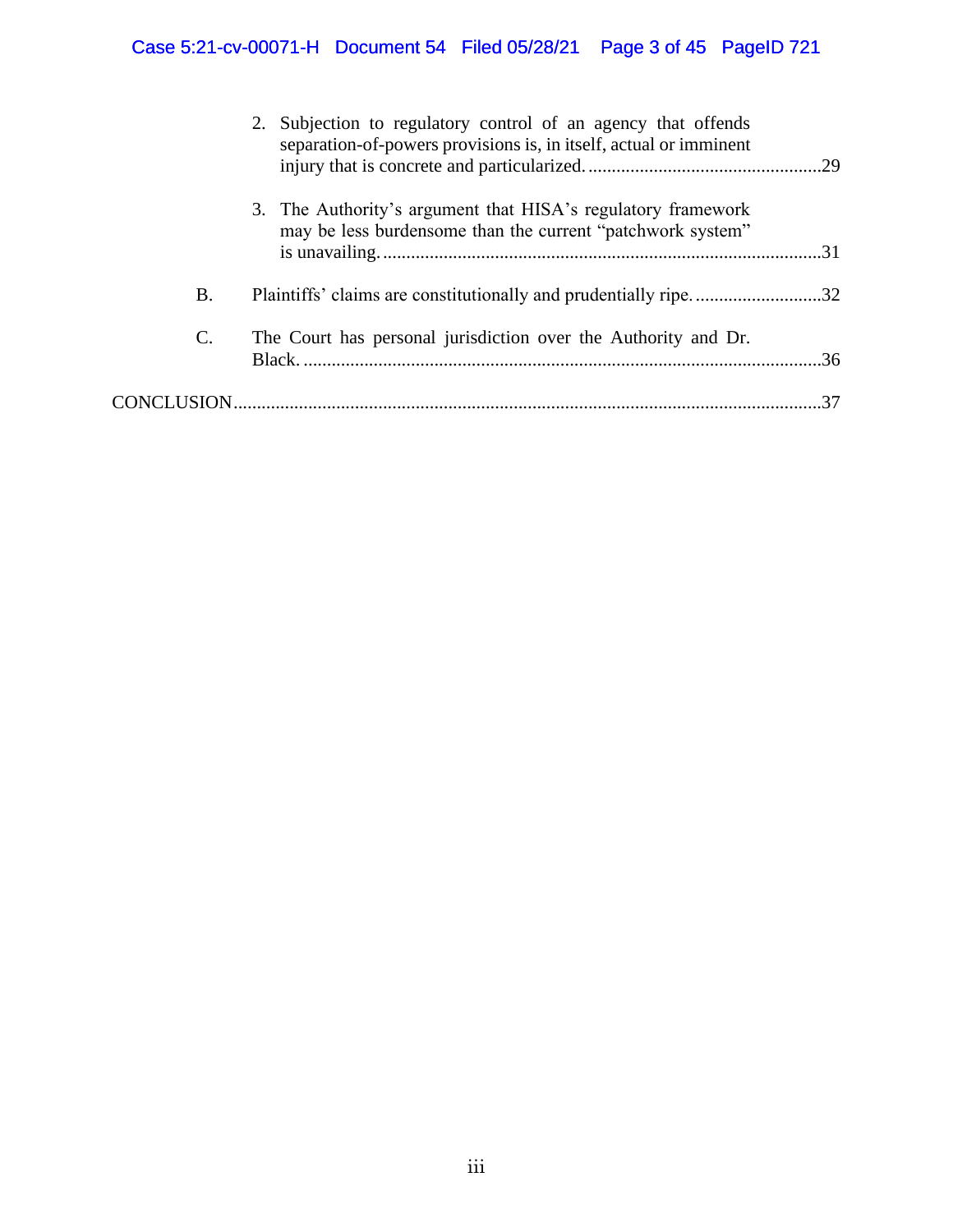2. Subjection to regulatory control of an agency that offends separation-of-powers provisions is, in itself, actual or imminent injury that is concrete and particularized. ....29

3. The Authority's argument that HISA's regulatory framework may be less burdensome than the current "patchwork system" is unavailing. ....31

B. Plaintiffs' claims are constitutionally and prudentially ripe. ....32

C. The Court has personal jurisdiction over the Authority and Dr. Black. ....36

CONCLUSION ....37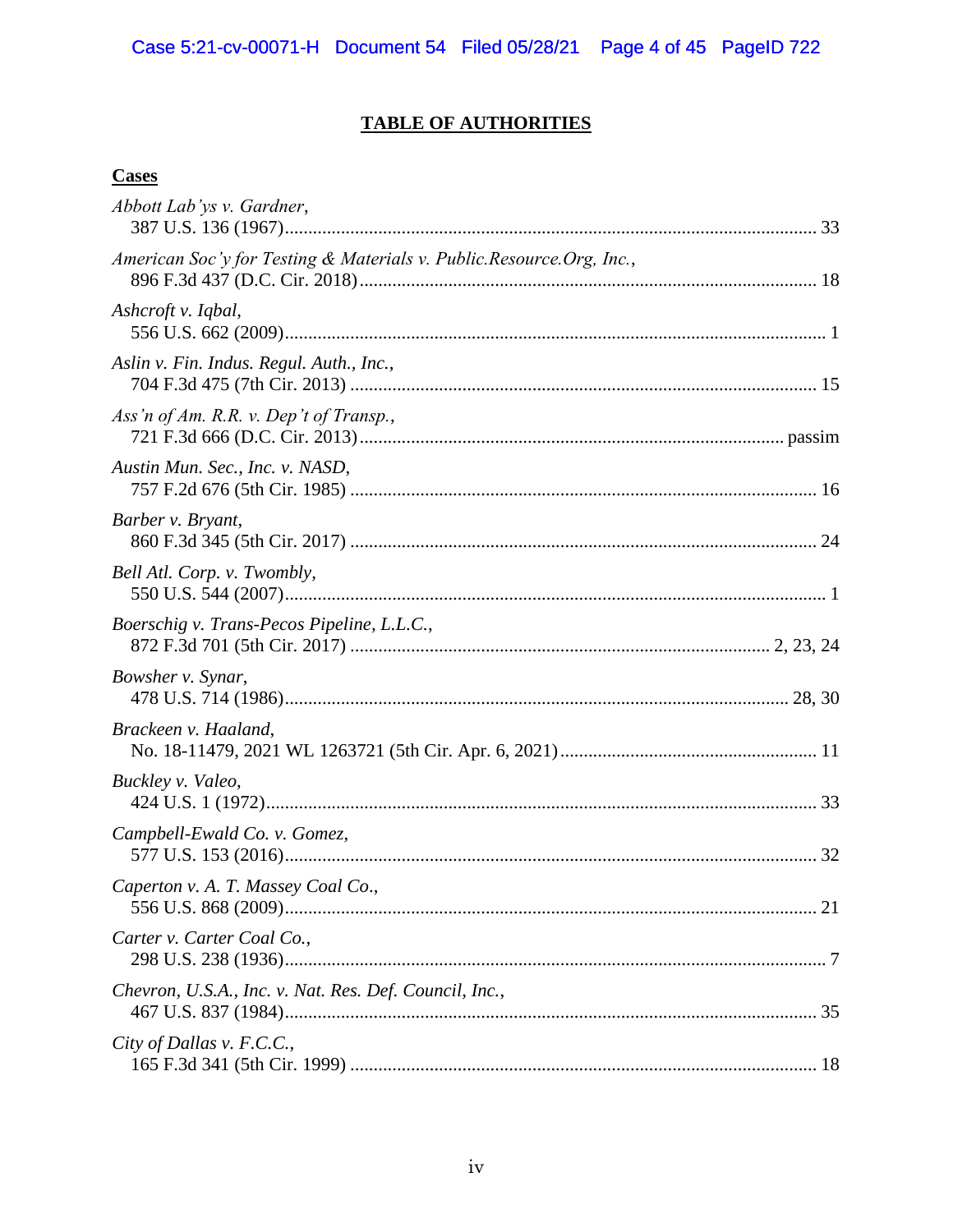## TABLE OF AUTHORITIES

### Cases

*Abbott Lab'ys v. Gardner*,
387 U.S. 136 (1967)........................................................................................................ 33

*American Soc'y for Testing & Materials v. Public.Resource.Org, Inc.*,
896 F.3d 437 (D.C. Cir. 2018)........................................................................................ 18

*Ashcroft v. Iqbal*,
556 U.S. 662 (2009).......................................................................................................... 1

*Aslin v. Fin. Indus. Regul. Auth., Inc.*,
704 F.3d 475 (7th Cir. 2013) .......................................................................................... 15

*Ass'n of Am. R.R. v. Dep't of Transp.*,
721 F.3d 666 (D.C. Cir. 2013)................................................................................ passim

*Austin Mun. Sec., Inc. v. NASD*,
757 F.2d 676 (5th Cir. 1985) .......................................................................................... 16

*Barber v. Bryant*,
860 F.3d 345 (5th Cir. 2017) .......................................................................................... 24

*Bell Atl. Corp. v. Twombly*,
550 U.S. 544 (2007).......................................................................................................... 1

*Boerschig v. Trans-Pecos Pipeline, L.L.C.*,
872 F.3d 701 (5th Cir. 2017) ................................................................................ 2, 23, 24

*Bowsher v. Synar*,
478 U.S. 714 (1986)................................................................................................. 28, 30

*Brackeen v. Haaland*,
No. 18-11479, 2021 WL 1263721 (5th Cir. Apr. 6, 2021)............................................. 11

*Buckley v. Valeo*,
424 U.S. 1 (1972)............................................................................................................ 33

*Campbell-Ewald Co. v. Gomez*,
577 U.S. 153 (2016)........................................................................................................ 32

*Caperton v. A. T. Massey Coal Co.*,
556 U.S. 868 (2009)........................................................................................................ 21

*Carter v. Carter Coal Co.*,
298 U.S. 238 (1936).......................................................................................................... 7

*Chevron, U.S.A., Inc. v. Nat. Res. Def. Council, Inc.*,
467 U.S. 837 (1984)........................................................................................................ 35

*City of Dallas v. F.C.C.*,
165 F.3d 341 (5th Cir. 1999) .......................................................................................... 18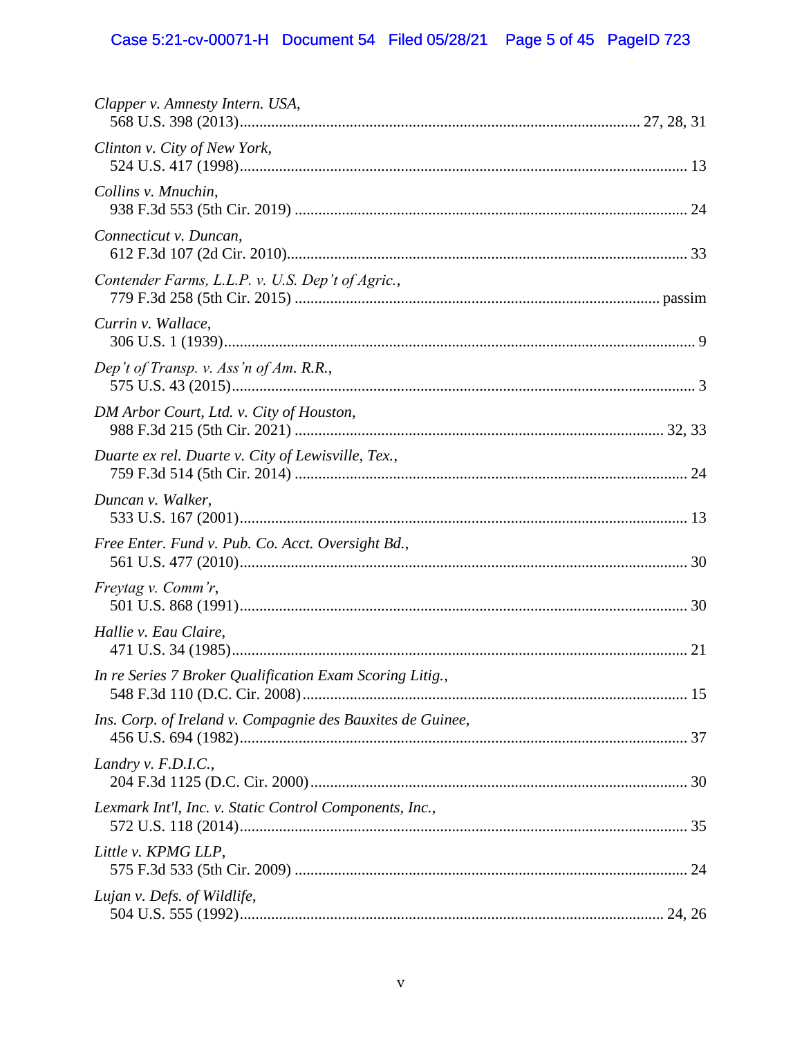*Clapper v. Amnesty Intern. USA*,
568 U.S. 398 (2013)........................................................................................................ 27, 28, 31

*Clinton v. City of New York*,
524 U.S. 417 (1998)........................................................................................................ 13

*Collins v. Mnuchin*,
938 F.3d 553 (5th Cir. 2019) .......................................................................................... 24

*Connecticut v. Duncan*,
612 F.3d 107 (2d Cir. 2010)............................................................................................ 33

*Contender Farms, L.L.P. v. U.S. Dep't of Agric.*,
779 F.3d 258 (5th Cir. 2015) .......................................................................................... passim

*Currin v. Wallace*,
306 U.S. 1 (1939)........................................................................................................... 9

*Dep't of Transp. v. Ass'n of Am. R.R.*,
575 U.S. 43 (2015).......................................................................................................... 3

*DM Arbor Court, Ltd. v. City of Houston*,
988 F.3d 215 (5th Cir. 2021) .......................................................................................... 32, 33

*Duarte ex rel. Duarte v. City of Lewisville, Tex.*,
759 F.3d 514 (5th Cir. 2014) .......................................................................................... 24

*Duncan v. Walker*,
533 U.S. 167 (2001)........................................................................................................ 13

*Free Enter. Fund v. Pub. Co. Acct. Oversight Bd.*,
561 U.S. 477 (2010)........................................................................................................ 30

*Freytag v. Comm'r*,
501 U.S. 868 (1991)........................................................................................................ 30

*Hallie v. Eau Claire*,
471 U.S. 34 (1985).......................................................................................................... 21

*In re Series 7 Broker Qualification Exam Scoring Litig.*,
548 F.3d 110 (D.C. Cir. 2008)........................................................................................ 15

*Ins. Corp. of Ireland v. Compagnie des Bauxites de Guinee*,
456 U.S. 694 (1982)........................................................................................................ 37

*Landry v. F.D.I.C.*,
204 F.3d 1125 (D.C. Cir. 2000)...................................................................................... 30

*Lexmark Int'l, Inc. v. Static Control Components, Inc.*,
572 U.S. 118 (2014)........................................................................................................ 35

*Little v. KPMG LLP*,
575 F.3d 533 (5th Cir. 2009) .......................................................................................... 24

*Lujan v. Defs. of Wildlife*,
504 U.S. 555 (1992)........................................................................................................ 24, 26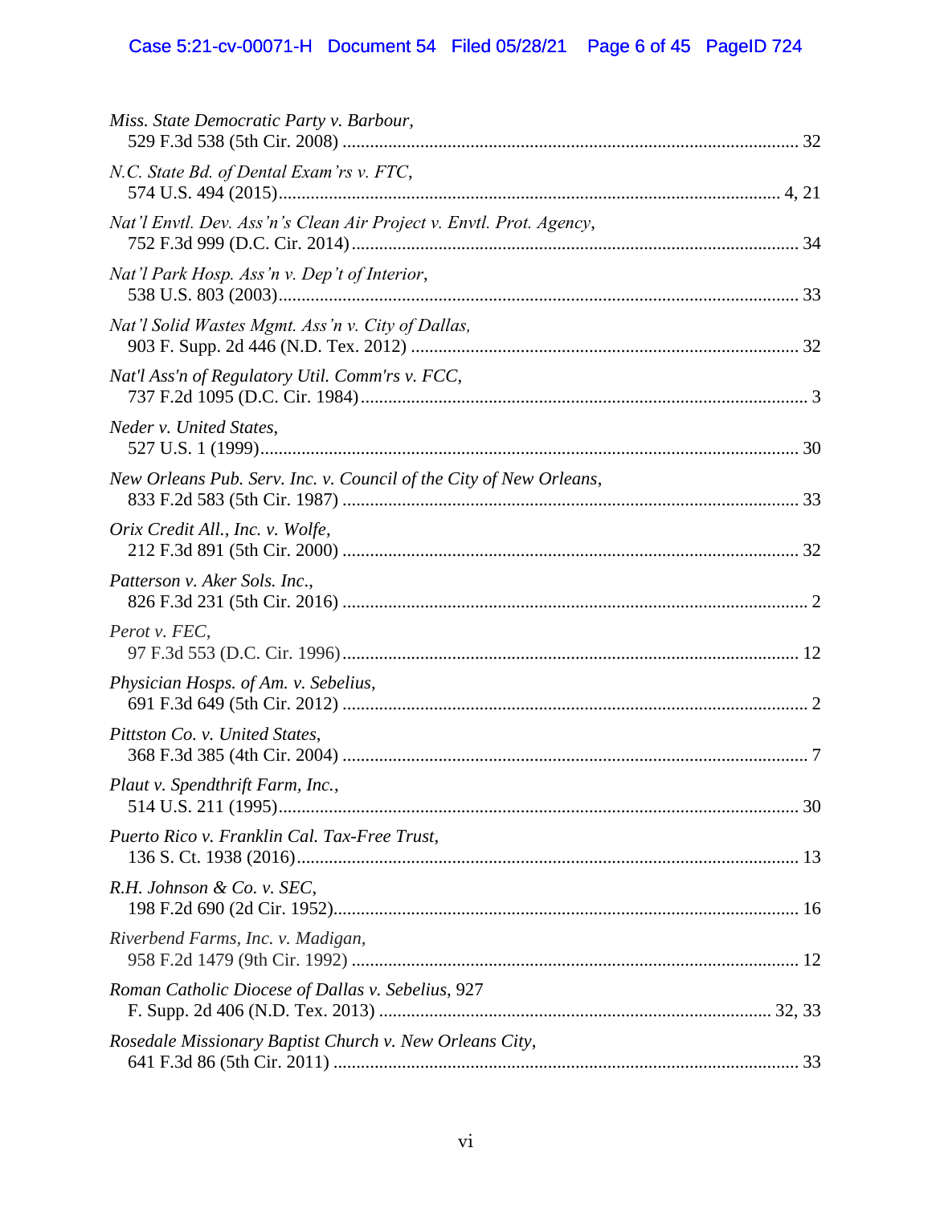*Miss. State Democratic Party v. Barbour*,
529 F.3d 538 (5th Cir. 2008) .................................................................................................. 32

*N.C. State Bd. of Dental Exam'rs v. FTC*,
574 U.S. 494 (2015)........................................................................................................... 4, 21

*Nat'l Envtl. Dev. Ass'n's Clean Air Project v. Envtl. Prot. Agency*,
752 F.3d 999 (D.C. Cir. 2014)................................................................................................ 34

*Nat'l Park Hosp. Ass'n v. Dep't of Interior*,
538 U.S. 803 (2003)................................................................................................................ 33

*Nat'l Solid Wastes Mgmt. Ass'n v. City of Dallas,*
903 F. Supp. 2d 446 (N.D. Tex. 2012) .................................................................................. 32

*Nat'l Ass'n of Regulatory Util. Comm'rs v. FCC*,
737 F.2d 1095 (D.C. Cir. 1984)................................................................................................ 3

*Neder v. United States*,
527 U.S. 1 (1999).................................................................................................................... 30

*New Orleans Pub. Serv. Inc. v. Council of the City of New Orleans*,
833 F.2d 583 (5th Cir. 1987) .................................................................................................. 33

*Orix Credit All., Inc. v. Wolfe*,
212 F.3d 891 (5th Cir. 2000) .................................................................................................. 32

*Patterson v. Aker Sols. Inc.*,
826 F.3d 231 (5th Cir. 2016) .................................................................................................... 2

*Perot v. FEC*,
97 F.3d 553 (D.C. Cir. 1996).................................................................................................. 12

*Physician Hosps. of Am. v. Sebelius*,
691 F.3d 649 (5th Cir. 2012) .................................................................................................... 2

*Pittston Co. v. United States*,
368 F.3d 385 (4th Cir. 2004) .................................................................................................... 7

*Plaut v. Spendthrift Farm, Inc.*,
514 U.S. 211 (1995)................................................................................................................ 30

*Puerto Rico v. Franklin Cal. Tax-Free Trust*,
136 S. Ct. 1938 (2016)............................................................................................................ 13

*R.H. Johnson & Co. v. SEC*,
198 F.2d 690 (2d Cir. 1952).................................................................................................... 16

*Riverbend Farms, Inc. v. Madigan*,
958 F.2d 1479 (9th Cir. 1992) ................................................................................................ 12

*Roman Catholic Diocese of Dallas v. Sebelius*, 927
F. Supp. 2d 406 (N.D. Tex. 2013) .................................................................................... 32, 33

*Rosedale Missionary Baptist Church v. New Orleans City*,
641 F.3d 86 (5th Cir. 2011) .................................................................................................... 33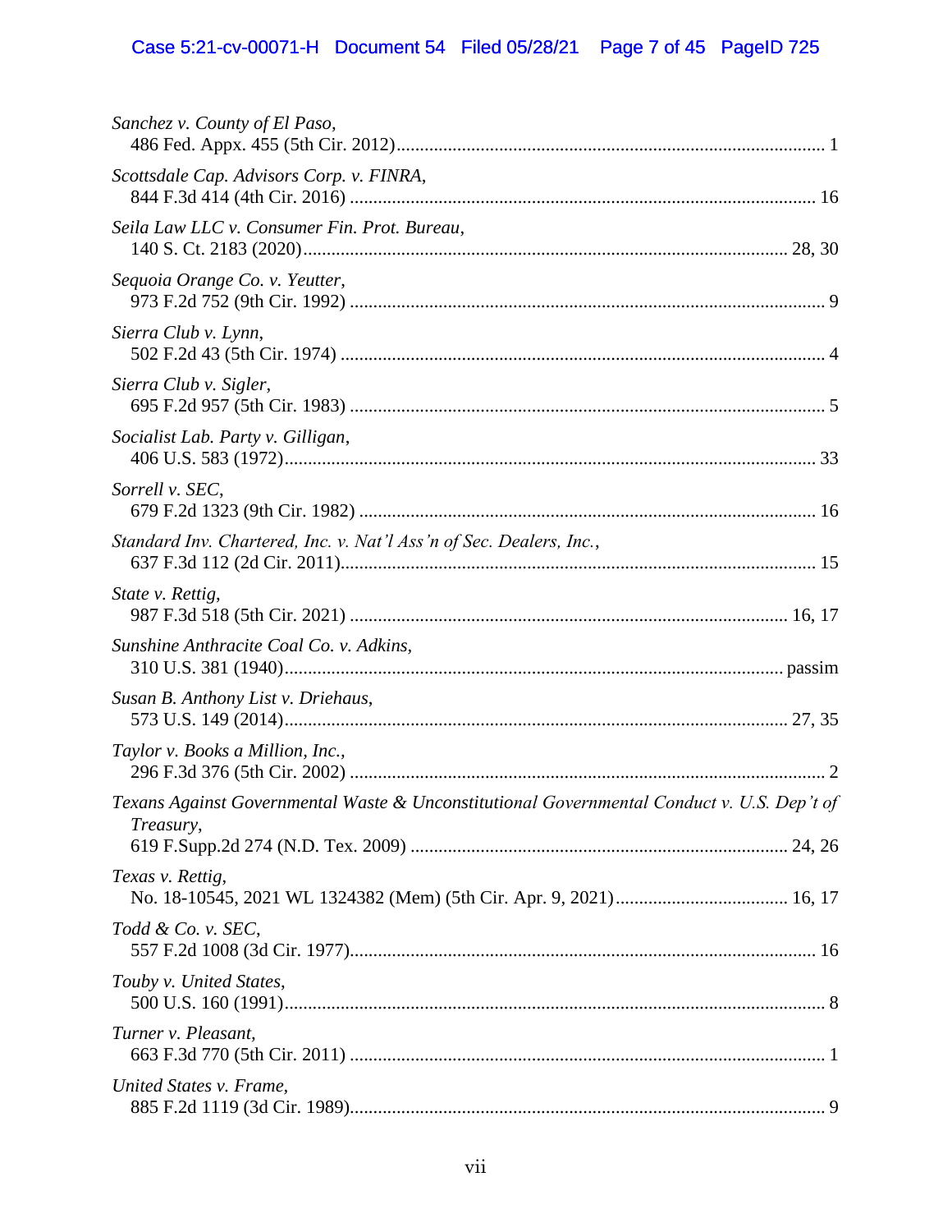*Sanchez v. County of El Paso*,
486 Fed. Appx. 455 (5th Cir. 2012)............................................................................................ 1

*Scottsdale Cap. Advisors Corp. v. FINRA*,
844 F.3d 414 (4th Cir. 2016) ................................................................................................... 16

*Seila Law LLC v. Consumer Fin. Prot. Bureau*,
140 S. Ct. 2183 (2020)....................................................................................................... 28, 30

*Sequoia Orange Co. v. Yeutter*,
973 F.2d 752 (9th Cir. 1992) ..................................................................................................... 9

*Sierra Club v. Lynn*,
502 F.2d 43 (5th Cir. 1974) ....................................................................................................... 4

*Sierra Club v. Sigler*,
695 F.2d 957 (5th Cir. 1983) ..................................................................................................... 5

*Socialist Lab. Party v. Gilligan*,
406 U.S. 583 (1972)................................................................................................................. 33

*Sorrell v. SEC*,
679 F.2d 1323 (9th Cir. 1982) ................................................................................................. 16

*Standard Inv. Chartered, Inc. v. Nat'l Ass'n of Sec. Dealers, Inc.*,
637 F.3d 112 (2d Cir. 2011)..................................................................................................... 15

*State v. Rettig*,
987 F.3d 518 (5th Cir. 2021) ............................................................................................. 16, 17

*Sunshine Anthracite Coal Co. v. Adkins*,
310 U.S. 381 (1940)........................................................................................................... passim

*Susan B. Anthony List v. Driehaus*,
573 U.S. 149 (2014)............................................................................................................ 27, 35

*Taylor v. Books a Million, Inc.*,
296 F.3d 376 (5th Cir. 2002) ..................................................................................................... 2

*Texans Against Governmental Waste & Unconstitutional Governmental Conduct v. U.S. Dep't of Treasury*,
619 F.Supp.2d 274 (N.D. Tex. 2009) ................................................................................. 24, 26

*Texas v. Rettig*,
No. 18-10545, 2021 WL 1324382 (Mem) (5th Cir. Apr. 9, 2021)..................................... 16, 17

*Todd & Co. v. SEC*,
557 F.2d 1008 (3d Cir. 1977).................................................................................................... 16

*Touby v. United States*,
500 U.S. 160 (1991)................................................................................................................... 8

*Turner v. Pleasant*,
663 F.3d 770 (5th Cir. 2011) ..................................................................................................... 1

*United States v. Frame*,
885 F.2d 1119 (3d Cir. 1989)..................................................................................................... 9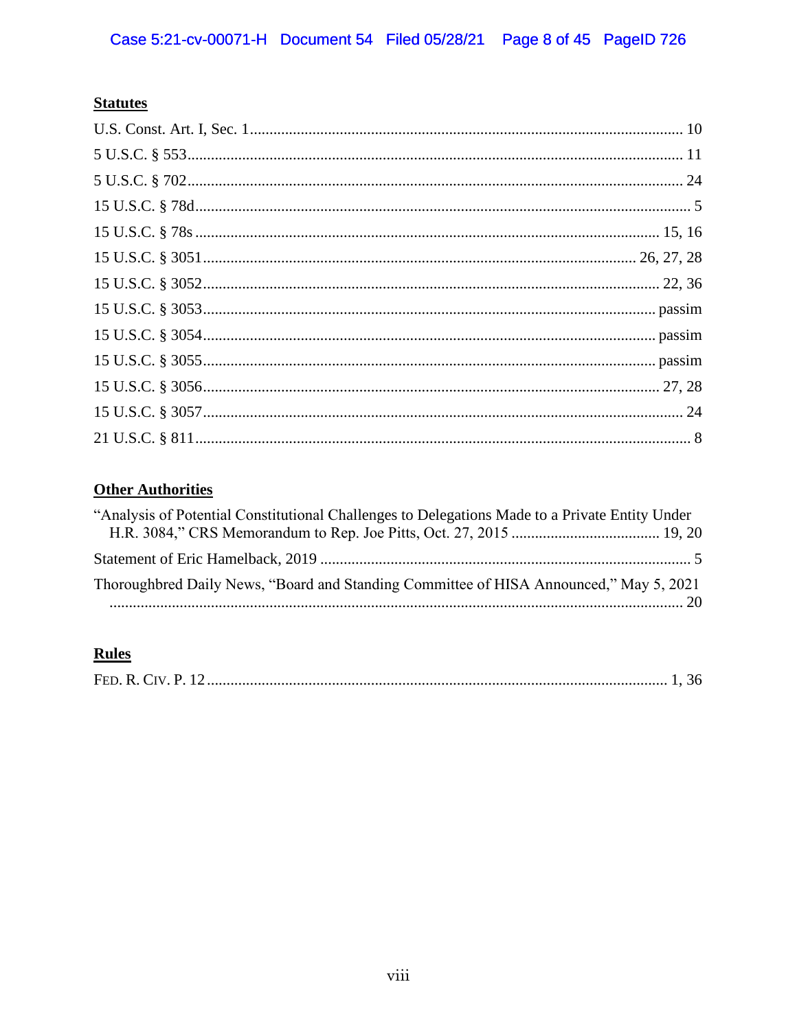**Statutes**

U.S. Const. Art. I, Sec. 1 .......... 10

5 U.S.C. § 553 .......... 11

5 U.S.C. § 702 .......... 24

15 U.S.C. § 78d .......... 5

15 U.S.C. § 78s .......... 15, 16

15 U.S.C. § 3051 .......... 26, 27, 28

15 U.S.C. § 3052 .......... 22, 36

15 U.S.C. § 3053 .......... passim

15 U.S.C. § 3054 .......... passim

15 U.S.C. § 3055 .......... passim

15 U.S.C. § 3056 .......... 27, 28

15 U.S.C. § 3057 .......... 24

21 U.S.C. § 811 .......... 8

**Other Authorities**

"Analysis of Potential Constitutional Challenges to Delegations Made to a Private Entity Under H.R. 3084," CRS Memorandum to Rep. Joe Pitts, Oct. 27, 2015 .......... 19, 20

Statement of Eric Hamelback, 2019 .......... 5

Thoroughbred Daily News, "Board and Standing Committee of HISA Announced," May 5, 2021 .......... 20

**Rules**

FED. R. CIV. P. 12 .......... 1, 36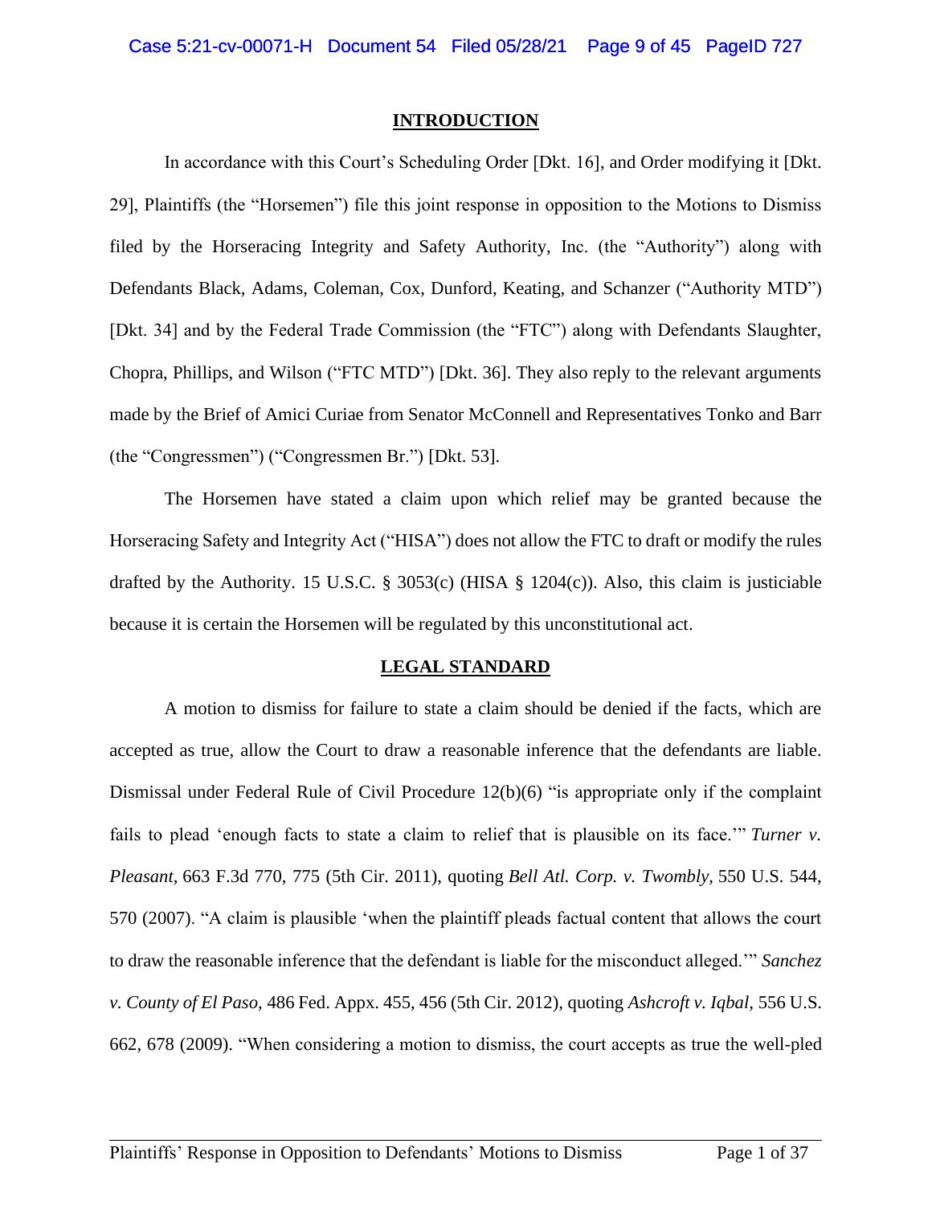## INTRODUCTION

In accordance with this Court's Scheduling Order [Dkt. 16], and Order modifying it [Dkt. 29], Plaintiffs (the "Horsemen") file this joint response in opposition to the Motions to Dismiss filed by the Horseracing Integrity and Safety Authority, Inc. (the "Authority") along with Defendants Black, Adams, Coleman, Cox, Dunford, Keating, and Schanzer ("Authority MTD") [Dkt. 34] and by the Federal Trade Commission (the "FTC") along with Defendants Slaughter, Chopra, Phillips, and Wilson ("FTC MTD") [Dkt. 36]. They also reply to the relevant arguments made by the Brief of Amici Curiae from Senator McConnell and Representatives Tonko and Barr (the "Congressmen") ("Congressmen Br.") [Dkt. 53].

The Horsemen have stated a claim upon which relief may be granted because the Horseracing Safety and Integrity Act ("HISA") does not allow the FTC to draft or modify the rules drafted by the Authority. 15 U.S.C. § 3053(c) (HISA § 1204(c)). Also, this claim is justiciable because it is certain the Horsemen will be regulated by this unconstitutional act.

## LEGAL STANDARD

A motion to dismiss for failure to state a claim should be denied if the facts, which are accepted as true, allow the Court to draw a reasonable inference that the defendants are liable. Dismissal under Federal Rule of Civil Procedure 12(b)(6) "is appropriate only if the complaint fails to plead 'enough facts to state a claim to relief that is plausible on its face.'" *Turner v. Pleasant*, 663 F.3d 770, 775 (5th Cir. 2011), quoting *Bell Atl. Corp. v. Twombly,* 550 U.S. 544, 570 (2007). "A claim is plausible 'when the plaintiff pleads factual content that allows the court to draw the reasonable inference that the defendant is liable for the misconduct alleged.'" *Sanchez v. County of El Paso,* 486 Fed. Appx. 455, 456 (5th Cir. 2012), quoting *Ashcroft v. Iqbal,* 556 U.S. 662, 678 (2009). "When considering a motion to dismiss, the court accepts as true the well-pled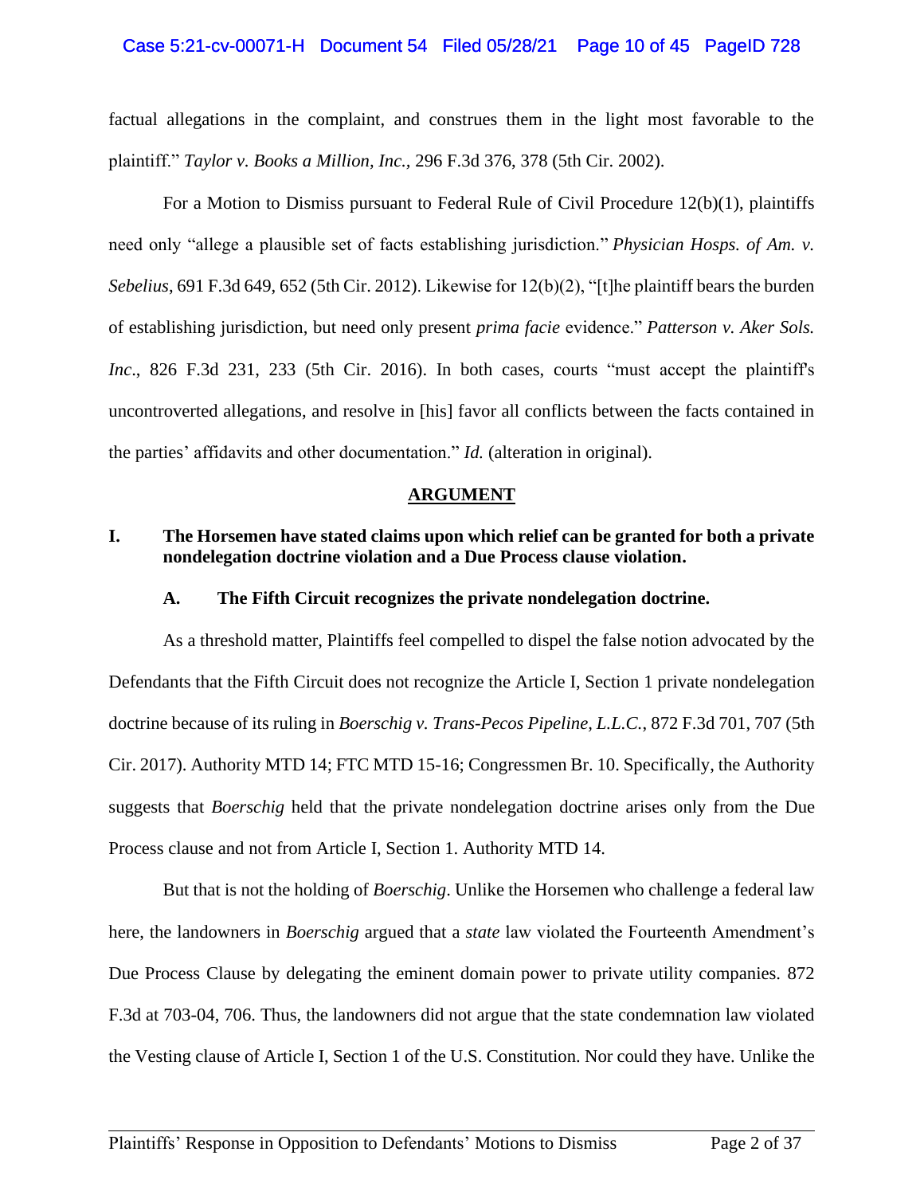factual allegations in the complaint, and construes them in the light most favorable to the plaintiff." *Taylor v. Books a Million, Inc.*, 296 F.3d 376, 378 (5th Cir. 2002).

For a Motion to Dismiss pursuant to Federal Rule of Civil Procedure 12(b)(1), plaintiffs need only "allege a plausible set of facts establishing jurisdiction." *Physician Hosps. of Am. v. Sebelius*, 691 F.3d 649, 652 (5th Cir. 2012). Likewise for 12(b)(2), "[t]he plaintiff bears the burden of establishing jurisdiction, but need only present *prima facie* evidence." *Patterson v. Aker Sols. Inc*., 826 F.3d 231, 233 (5th Cir. 2016). In both cases, courts "must accept the plaintiff's uncontroverted allegations, and resolve in [his] favor all conflicts between the facts contained in the parties' affidavits and other documentation." *Id.* (alteration in original).

## ARGUMENT

### I. The Horsemen have stated claims upon which relief can be granted for both a private nondelegation doctrine violation and a Due Process clause violation.

#### A. The Fifth Circuit recognizes the private nondelegation doctrine.

As a threshold matter, Plaintiffs feel compelled to dispel the false notion advocated by the Defendants that the Fifth Circuit does not recognize the Article I, Section 1 private nondelegation doctrine because of its ruling in *Boerschig v. Trans-Pecos Pipeline, L.L.C.*, 872 F.3d 701, 707 (5th Cir. 2017). Authority MTD 14; FTC MTD 15-16; Congressmen Br. 10. Specifically, the Authority suggests that *Boerschig* held that the private nondelegation doctrine arises only from the Due Process clause and not from Article I, Section 1. Authority MTD 14.

But that is not the holding of *Boerschig*. Unlike the Horsemen who challenge a federal law here, the landowners in *Boerschig* argued that a *state* law violated the Fourteenth Amendment's Due Process Clause by delegating the eminent domain power to private utility companies. 872 F.3d at 703-04, 706. Thus, the landowners did not argue that the state condemnation law violated the Vesting clause of Article I, Section 1 of the U.S. Constitution. Nor could they have. Unlike the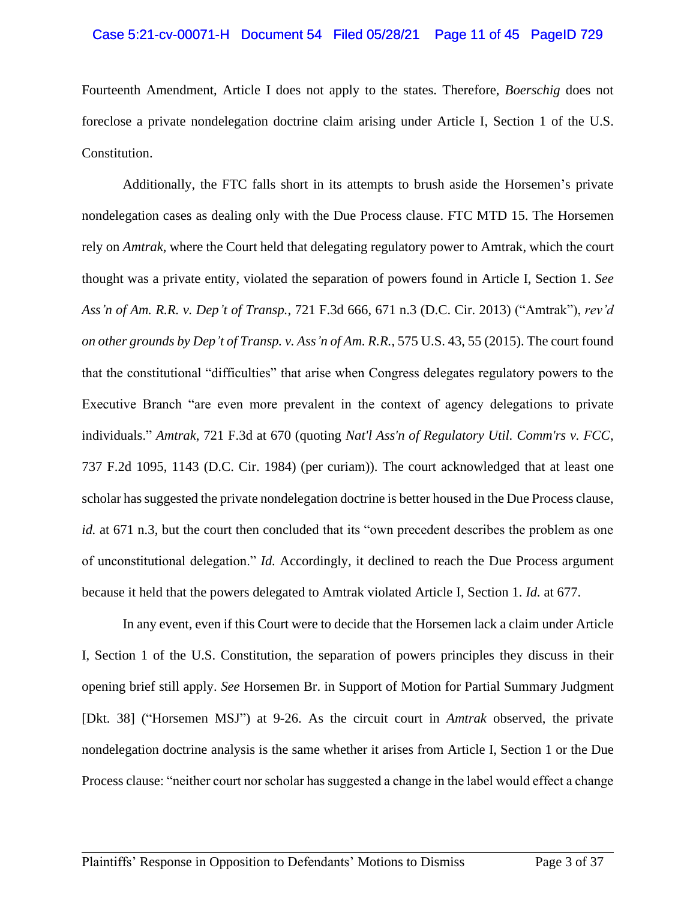Fourteenth Amendment, Article I does not apply to the states. Therefore, *Boerschig* does not foreclose a private nondelegation doctrine claim arising under Article I, Section 1 of the U.S. Constitution.

Additionally, the FTC falls short in its attempts to brush aside the Horsemen's private nondelegation cases as dealing only with the Due Process clause. FTC MTD 15. The Horsemen rely on *Amtrak*, where the Court held that delegating regulatory power to Amtrak, which the court thought was a private entity, violated the separation of powers found in Article I, Section 1. *See Ass'n of Am. R.R. v. Dep't of Transp.*, 721 F.3d 666, 671 n.3 (D.C. Cir. 2013) ("Amtrak"), *rev'd on other grounds by Dep't of Transp. v. Ass'n of Am. R.R.*, 575 U.S. 43, 55 (2015). The court found that the constitutional "difficulties" that arise when Congress delegates regulatory powers to the Executive Branch "are even more prevalent in the context of agency delegations to private individuals." *Amtrak*, 721 F.3d at 670 (quoting *Nat'l Ass'n of Regulatory Util. Comm'rs v. FCC*, 737 F.2d 1095, 1143 (D.C. Cir. 1984) (per curiam)). The court acknowledged that at least one scholar has suggested the private nondelegation doctrine is better housed in the Due Process clause, *id.* at 671 n.3, but the court then concluded that its "own precedent describes the problem as one of unconstitutional delegation." *Id.* Accordingly, it declined to reach the Due Process argument because it held that the powers delegated to Amtrak violated Article I, Section 1. *Id.* at 677.

In any event, even if this Court were to decide that the Horsemen lack a claim under Article I, Section 1 of the U.S. Constitution, the separation of powers principles they discuss in their opening brief still apply. *See* Horsemen Br. in Support of Motion for Partial Summary Judgment [Dkt. 38] ("Horsemen MSJ") at 9-26. As the circuit court in *Amtrak* observed, the private nondelegation doctrine analysis is the same whether it arises from Article I, Section 1 or the Due Process clause: "neither court nor scholar has suggested a change in the label would effect a change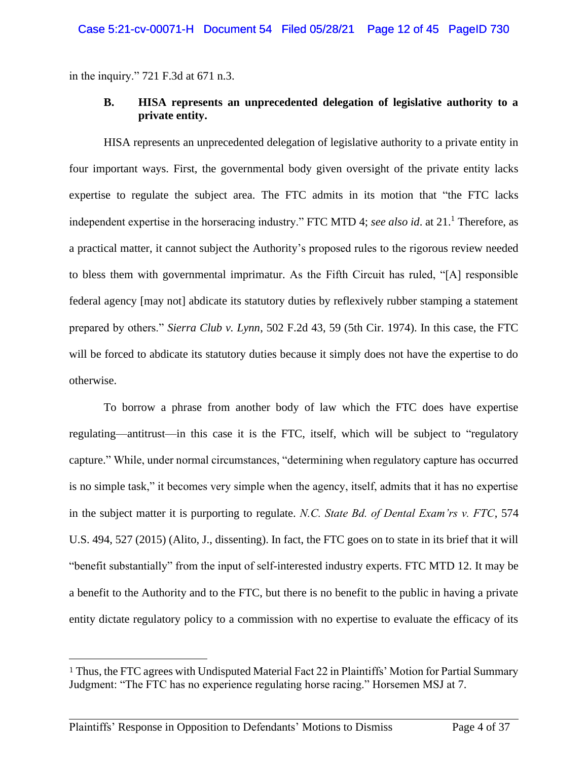in the inquiry." 721 F.3d at 671 n.3.

### B. HISA represents an unprecedented delegation of legislative authority to a private entity.

HISA represents an unprecedented delegation of legislative authority to a private entity in four important ways. First, the governmental body given oversight of the private entity lacks expertise to regulate the subject area. The FTC admits in its motion that "the FTC lacks independent expertise in the horseracing industry." FTC MTD 4; *see also id*. at 21.[1] Therefore, as a practical matter, it cannot subject the Authority's proposed rules to the rigorous review needed to bless them with governmental imprimatur. As the Fifth Circuit has ruled, "[A] responsible federal agency [may not] abdicate its statutory duties by reflexively rubber stamping a statement prepared by others." *Sierra Club v. Lynn*, 502 F.2d 43, 59 (5th Cir. 1974). In this case, the FTC will be forced to abdicate its statutory duties because it simply does not have the expertise to do otherwise.

To borrow a phrase from another body of law which the FTC does have expertise regulating—antitrust—in this case it is the FTC, itself, which will be subject to "regulatory capture." While, under normal circumstances, "determining when regulatory capture has occurred is no simple task," it becomes very simple when the agency, itself, admits that it has no expertise in the subject matter it is purporting to regulate. *N.C. State Bd. of Dental Exam'rs v. FTC*, 574 U.S. 494, 527 (2015) (Alito, J., dissenting). In fact, the FTC goes on to state in its brief that it will "benefit substantially" from the input of self-interested industry experts. FTC MTD 12. It may be a benefit to the Authority and to the FTC, but there is no benefit to the public in having a private entity dictate regulatory policy to a commission with no expertise to evaluate the efficacy of its

[1] Thus, the FTC agrees with Undisputed Material Fact 22 in Plaintiffs' Motion for Partial Summary Judgment: "The FTC has no experience regulating horse racing." Horsemen MSJ at 7.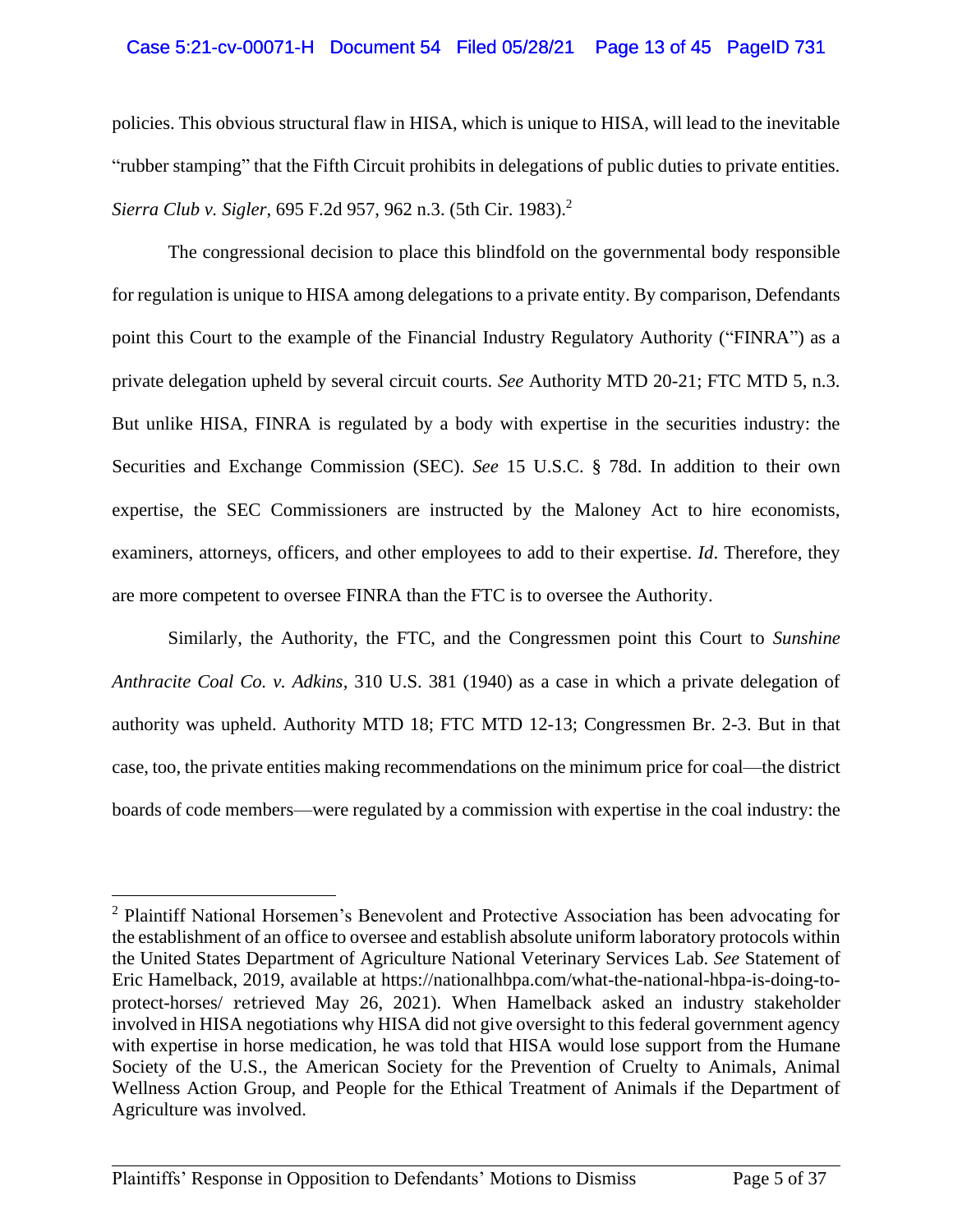policies. This obvious structural flaw in HISA, which is unique to HISA, will lead to the inevitable "rubber stamping" that the Fifth Circuit prohibits in delegations of public duties to private entities. *Sierra Club v. Sigler*, 695 F.2d 957, 962 n.3. (5th Cir. 1983).[2]

The congressional decision to place this blindfold on the governmental body responsible for regulation is unique to HISA among delegations to a private entity. By comparison, Defendants point this Court to the example of the Financial Industry Regulatory Authority ("FINRA") as a private delegation upheld by several circuit courts. *See* Authority MTD 20-21; FTC MTD 5, n.3. But unlike HISA, FINRA is regulated by a body with expertise in the securities industry: the Securities and Exchange Commission (SEC). *See* 15 U.S.C. § 78d. In addition to their own expertise, the SEC Commissioners are instructed by the Maloney Act to hire economists, examiners, attorneys, officers, and other employees to add to their expertise. *Id*. Therefore, they are more competent to oversee FINRA than the FTC is to oversee the Authority.

Similarly, the Authority, the FTC, and the Congressmen point this Court to *Sunshine Anthracite Coal Co. v. Adkins*, 310 U.S. 381 (1940) as a case in which a private delegation of authority was upheld. Authority MTD 18; FTC MTD 12-13; Congressmen Br. 2-3. But in that case, too, the private entities making recommendations on the minimum price for coal—the district boards of code members—were regulated by a commission with expertise in the coal industry: the

---

[2] Plaintiff National Horsemen's Benevolent and Protective Association has been advocating for the establishment of an office to oversee and establish absolute uniform laboratory protocols within the United States Department of Agriculture National Veterinary Services Lab. *See* Statement of Eric Hamelback, 2019, available at https://nationalhbpa.com/what-the-national-hbpa-is-doing-to-protect-horses/ retrieved May 26, 2021). When Hamelback asked an industry stakeholder involved in HISA negotiations why HISA did not give oversight to this federal government agency with expertise in horse medication, he was told that HISA would lose support from the Humane Society of the U.S., the American Society for the Prevention of Cruelty to Animals, Animal Wellness Action Group, and People for the Ethical Treatment of Animals if the Department of Agriculture was involved.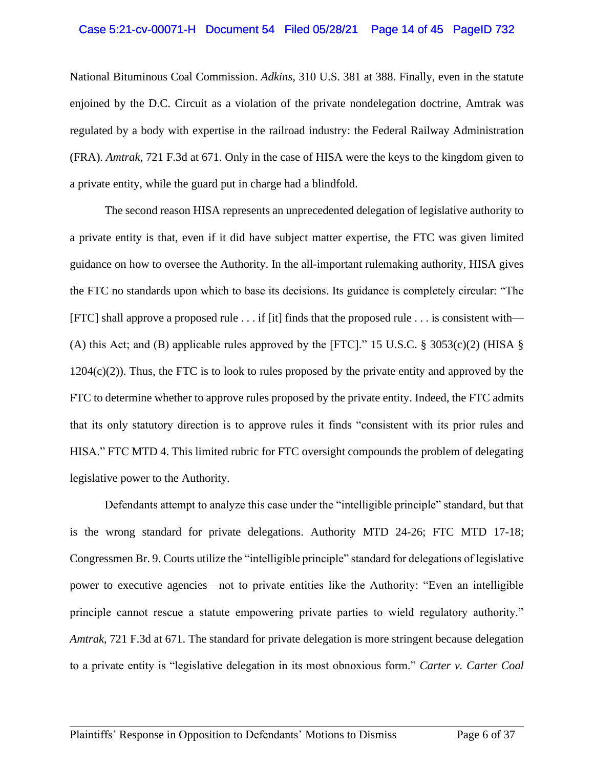National Bituminous Coal Commission. *Adkins*, 310 U.S. 381 at 388. Finally, even in the statute enjoined by the D.C. Circuit as a violation of the private nondelegation doctrine, Amtrak was regulated by a body with expertise in the railroad industry: the Federal Railway Administration (FRA). *Amtrak*, 721 F.3d at 671. Only in the case of HISA were the keys to the kingdom given to a private entity, while the guard put in charge had a blindfold.

The second reason HISA represents an unprecedented delegation of legislative authority to a private entity is that, even if it did have subject matter expertise, the FTC was given limited guidance on how to oversee the Authority. In the all-important rulemaking authority, HISA gives the FTC no standards upon which to base its decisions. Its guidance is completely circular: "The [FTC] shall approve a proposed rule . . . if [it] finds that the proposed rule . . . is consistent with— (A) this Act; and (B) applicable rules approved by the [FTC]." 15 U.S.C. § 3053(c)(2) (HISA § 1204(c)(2)). Thus, the FTC is to look to rules proposed by the private entity and approved by the FTC to determine whether to approve rules proposed by the private entity. Indeed, the FTC admits that its only statutory direction is to approve rules it finds "consistent with its prior rules and HISA." FTC MTD 4. This limited rubric for FTC oversight compounds the problem of delegating legislative power to the Authority.

Defendants attempt to analyze this case under the "intelligible principle" standard, but that is the wrong standard for private delegations. Authority MTD 24-26; FTC MTD 17-18; Congressmen Br. 9. Courts utilize the "intelligible principle" standard for delegations of legislative power to executive agencies—not to private entities like the Authority: "Even an intelligible principle cannot rescue a statute empowering private parties to wield regulatory authority." *Amtrak*, 721 F.3d at 671. The standard for private delegation is more stringent because delegation to a private entity is "legislative delegation in its most obnoxious form." *Carter v. Carter Coal*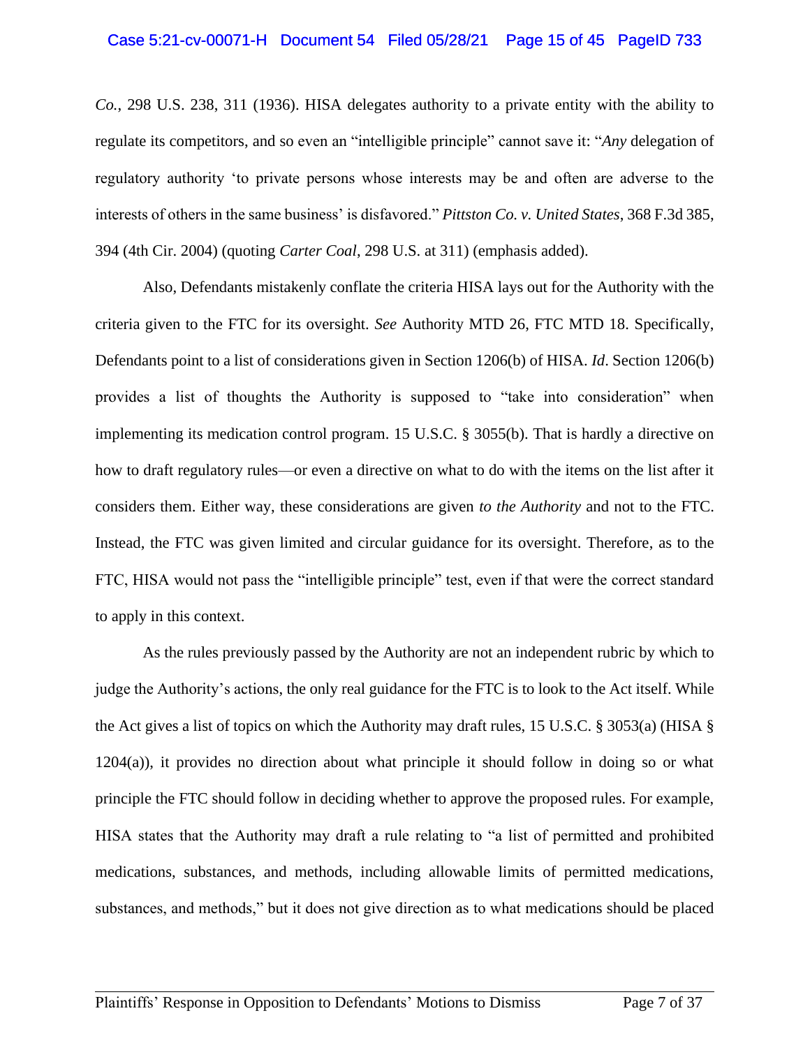*Co.*, 298 U.S. 238, 311 (1936). HISA delegates authority to a private entity with the ability to regulate its competitors, and so even an "intelligible principle" cannot save it: "*Any* delegation of regulatory authority 'to private persons whose interests may be and often are adverse to the interests of others in the same business' is disfavored." *Pittston Co. v. United States*, 368 F.3d 385, 394 (4th Cir. 2004) (quoting *Carter Coal*, 298 U.S. at 311) (emphasis added).

Also, Defendants mistakenly conflate the criteria HISA lays out for the Authority with the criteria given to the FTC for its oversight. *See* Authority MTD 26, FTC MTD 18. Specifically, Defendants point to a list of considerations given in Section 1206(b) of HISA. *Id*. Section 1206(b) provides a list of thoughts the Authority is supposed to "take into consideration" when implementing its medication control program. 15 U.S.C. § 3055(b). That is hardly a directive on how to draft regulatory rules—or even a directive on what to do with the items on the list after it considers them. Either way, these considerations are given *to the Authority* and not to the FTC. Instead, the FTC was given limited and circular guidance for its oversight. Therefore, as to the FTC, HISA would not pass the "intelligible principle" test, even if that were the correct standard to apply in this context.

As the rules previously passed by the Authority are not an independent rubric by which to judge the Authority's actions, the only real guidance for the FTC is to look to the Act itself. While the Act gives a list of topics on which the Authority may draft rules, 15 U.S.C. § 3053(a) (HISA § 1204(a)), it provides no direction about what principle it should follow in doing so or what principle the FTC should follow in deciding whether to approve the proposed rules. For example, HISA states that the Authority may draft a rule relating to "a list of permitted and prohibited medications, substances, and methods, including allowable limits of permitted medications, substances, and methods," but it does not give direction as to what medications should be placed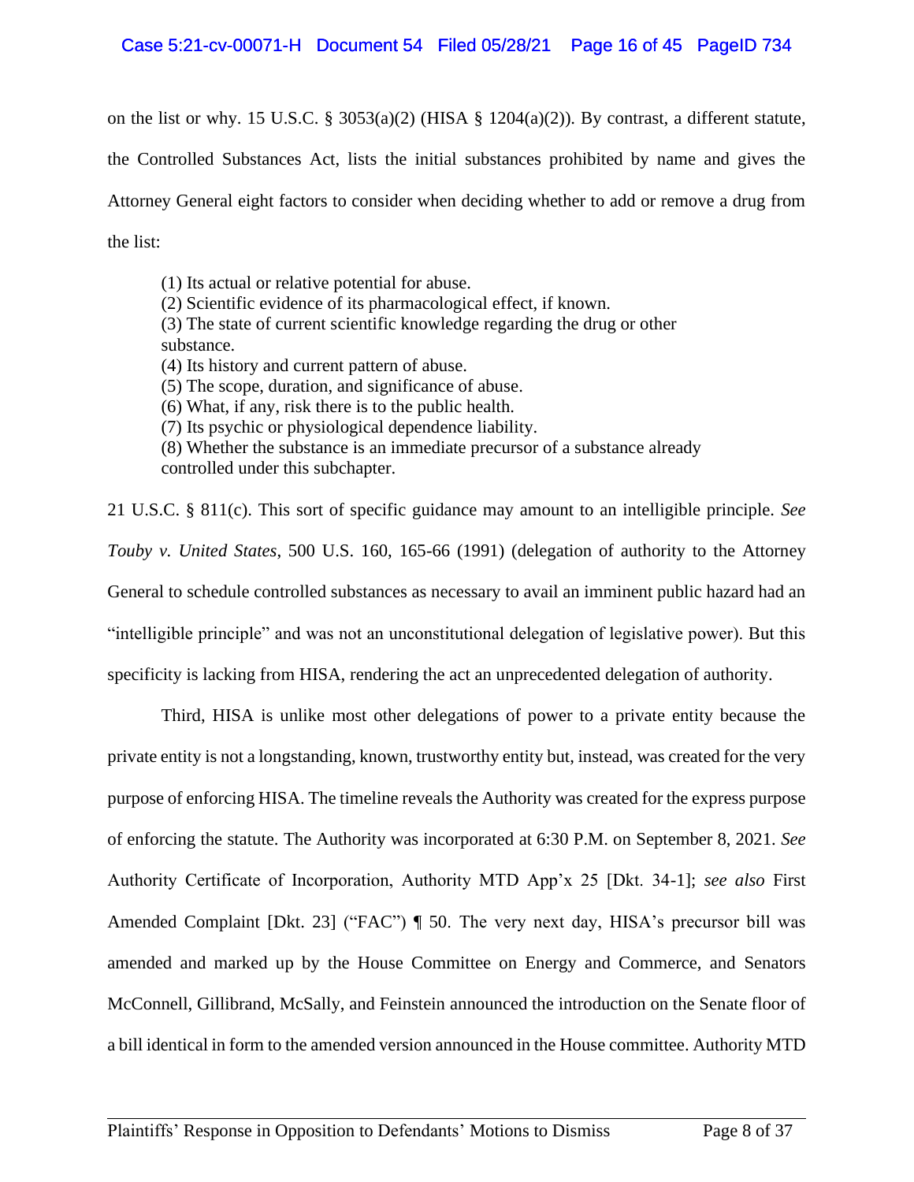on the list or why. 15 U.S.C. § 3053(a)(2) (HISA § 1204(a)(2)). By contrast, a different statute, the Controlled Substances Act, lists the initial substances prohibited by name and gives the Attorney General eight factors to consider when deciding whether to add or remove a drug from the list:

> (1) Its actual or relative potential for abuse.
> (2) Scientific evidence of its pharmacological effect, if known.
> (3) The state of current scientific knowledge regarding the drug or other substance.
> (4) Its history and current pattern of abuse.
> (5) The scope, duration, and significance of abuse.
> (6) What, if any, risk there is to the public health.
> (7) Its psychic or physiological dependence liability.
> (8) Whether the substance is an immediate precursor of a substance already controlled under this subchapter.

21 U.S.C. § 811(c). This sort of specific guidance may amount to an intelligible principle. *See Touby v. United States*, 500 U.S. 160, 165-66 (1991) (delegation of authority to the Attorney General to schedule controlled substances as necessary to avail an imminent public hazard had an "intelligible principle" and was not an unconstitutional delegation of legislative power). But this specificity is lacking from HISA, rendering the act an unprecedented delegation of authority.

Third, HISA is unlike most other delegations of power to a private entity because the private entity is not a longstanding, known, trustworthy entity but, instead, was created for the very purpose of enforcing HISA. The timeline reveals the Authority was created for the express purpose of enforcing the statute. The Authority was incorporated at 6:30 P.M. on September 8, 2021. *See* Authority Certificate of Incorporation, Authority MTD App'x 25 [Dkt. 34-1]; *see also* First Amended Complaint [Dkt. 23] ("FAC") ¶ 50. The very next day, HISA's precursor bill was amended and marked up by the House Committee on Energy and Commerce, and Senators McConnell, Gillibrand, McSally, and Feinstein announced the introduction on the Senate floor of a bill identical in form to the amended version announced in the House committee. Authority MTD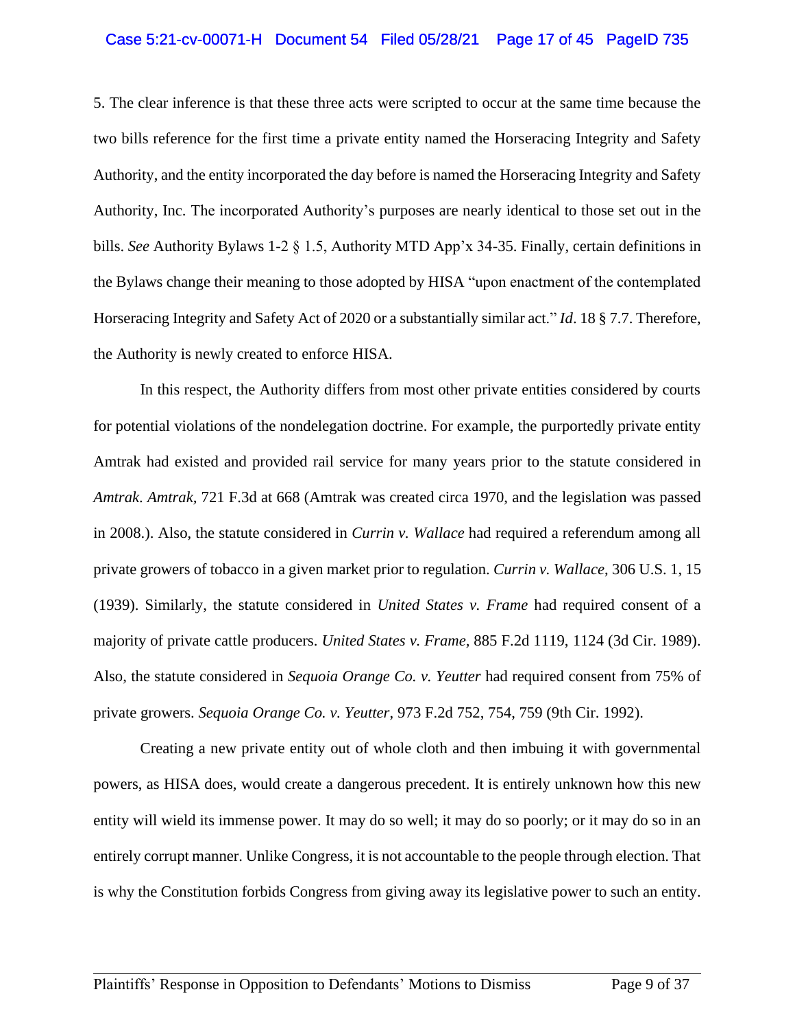5. The clear inference is that these three acts were scripted to occur at the same time because the two bills reference for the first time a private entity named the Horseracing Integrity and Safety Authority, and the entity incorporated the day before is named the Horseracing Integrity and Safety Authority, Inc. The incorporated Authority's purposes are nearly identical to those set out in the bills. *See* Authority Bylaws 1-2 § 1.5, Authority MTD App'x 34-35. Finally, certain definitions in the Bylaws change their meaning to those adopted by HISA "upon enactment of the contemplated Horseracing Integrity and Safety Act of 2020 or a substantially similar act." *Id*. 18 § 7.7. Therefore, the Authority is newly created to enforce HISA.

In this respect, the Authority differs from most other private entities considered by courts for potential violations of the nondelegation doctrine. For example, the purportedly private entity Amtrak had existed and provided rail service for many years prior to the statute considered in *Amtrak*. *Amtrak*, 721 F.3d at 668 (Amtrak was created circa 1970, and the legislation was passed in 2008.). Also, the statute considered in *Currin v. Wallace* had required a referendum among all private growers of tobacco in a given market prior to regulation. *Currin v. Wallace*, 306 U.S. 1, 15 (1939). Similarly, the statute considered in *United States v. Frame* had required consent of a majority of private cattle producers. *United States v. Frame*, 885 F.2d 1119, 1124 (3d Cir. 1989). Also, the statute considered in *Sequoia Orange Co. v. Yeutter* had required consent from 75% of private growers. *Sequoia Orange Co. v. Yeutter*, 973 F.2d 752, 754, 759 (9th Cir. 1992).

Creating a new private entity out of whole cloth and then imbuing it with governmental powers, as HISA does, would create a dangerous precedent. It is entirely unknown how this new entity will wield its immense power. It may do so well; it may do so poorly; or it may do so in an entirely corrupt manner. Unlike Congress, it is not accountable to the people through election. That is why the Constitution forbids Congress from giving away its legislative power to such an entity.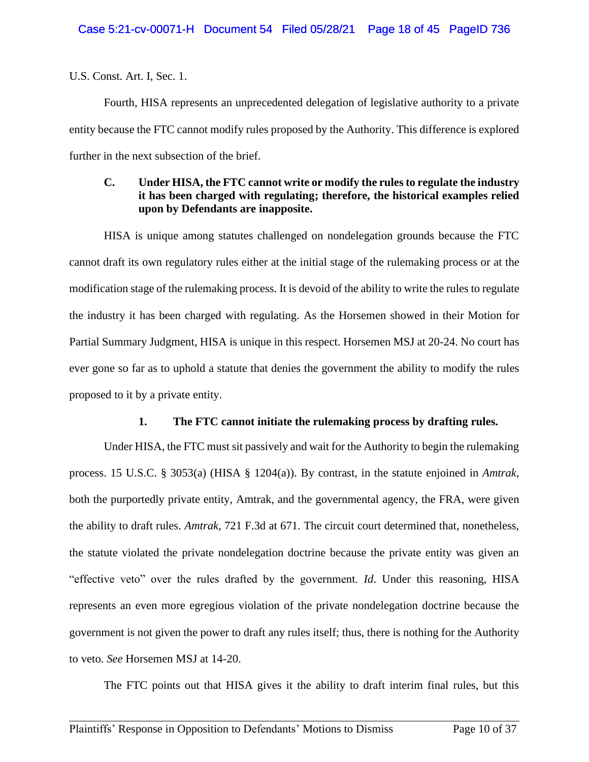U.S. Const. Art. I, Sec. 1.

Fourth, HISA represents an unprecedented delegation of legislative authority to a private entity because the FTC cannot modify rules proposed by the Authority. This difference is explored further in the next subsection of the brief.

### C. Under HISA, the FTC cannot write or modify the rules to regulate the industry it has been charged with regulating; therefore, the historical examples relied upon by Defendants are inapposite.

HISA is unique among statutes challenged on nondelegation grounds because the FTC cannot draft its own regulatory rules either at the initial stage of the rulemaking process or at the modification stage of the rulemaking process. It is devoid of the ability to write the rules to regulate the industry it has been charged with regulating. As the Horsemen showed in their Motion for Partial Summary Judgment, HISA is unique in this respect. Horsemen MSJ at 20-24. No court has ever gone so far as to uphold a statute that denies the government the ability to modify the rules proposed to it by a private entity.

#### 1. The FTC cannot initiate the rulemaking process by drafting rules.

Under HISA, the FTC must sit passively and wait for the Authority to begin the rulemaking process. 15 U.S.C. § 3053(a) (HISA § 1204(a)). By contrast, in the statute enjoined in *Amtrak*, both the purportedly private entity, Amtrak, and the governmental agency, the FRA, were given the ability to draft rules. *Amtrak*, 721 F.3d at 671. The circuit court determined that, nonetheless, the statute violated the private nondelegation doctrine because the private entity was given an "effective veto" over the rules drafted by the government. *Id*. Under this reasoning, HISA represents an even more egregious violation of the private nondelegation doctrine because the government is not given the power to draft any rules itself; thus, there is nothing for the Authority to veto. *See* Horsemen MSJ at 14-20.

The FTC points out that HISA gives it the ability to draft interim final rules, but this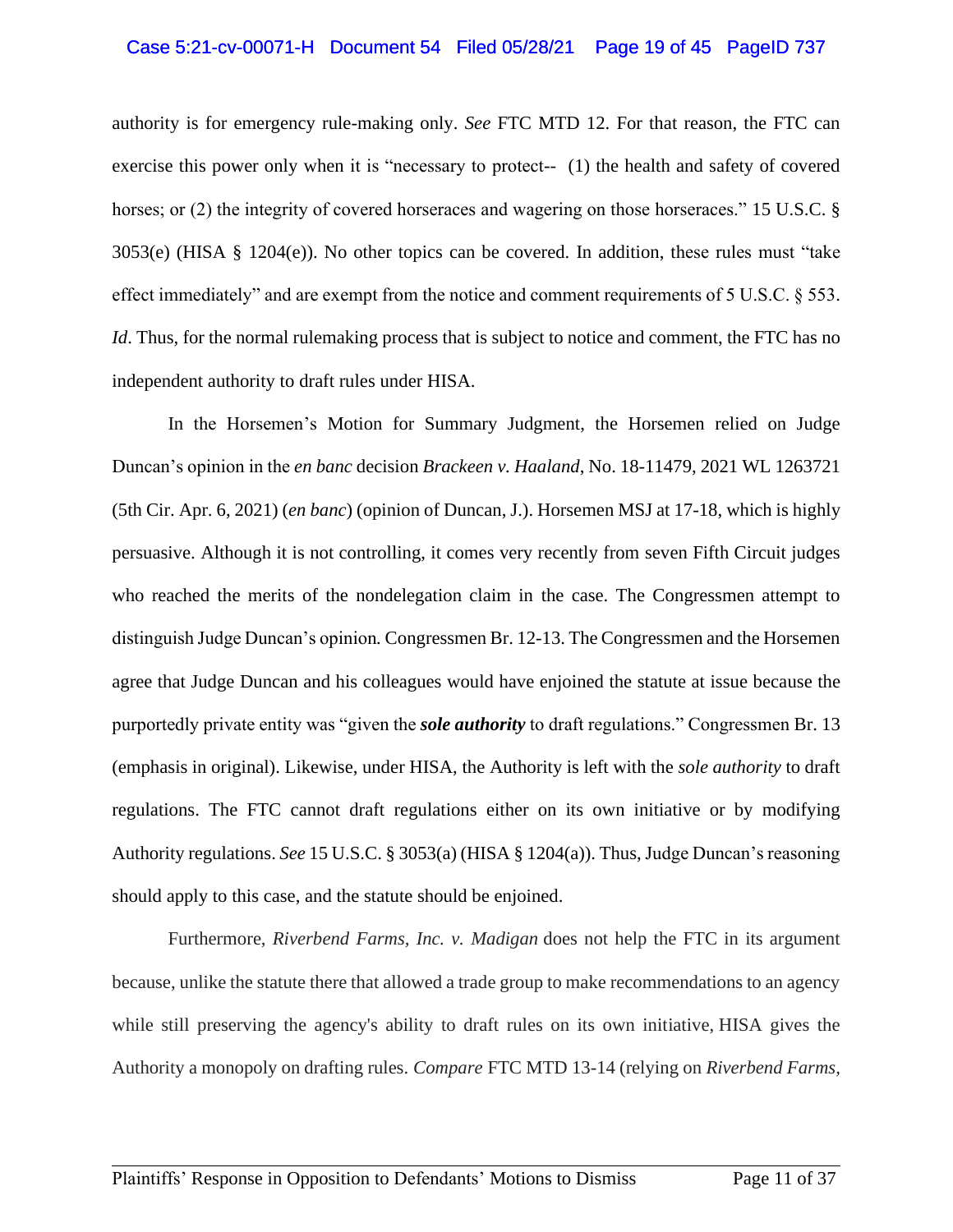authority is for emergency rule-making only. *See* FTC MTD 12. For that reason, the FTC can exercise this power only when it is "necessary to protect-- (1) the health and safety of covered horses; or (2) the integrity of covered horseraces and wagering on those horseraces." 15 U.S.C. § 3053(e) (HISA § 1204(e)). No other topics can be covered. In addition, these rules must "take effect immediately" and are exempt from the notice and comment requirements of 5 U.S.C. § 553. *Id*. Thus, for the normal rulemaking process that is subject to notice and comment, the FTC has no independent authority to draft rules under HISA.

In the Horsemen's Motion for Summary Judgment, the Horsemen relied on Judge Duncan's opinion in the *en banc* decision *Brackeen v. Haaland*, No. 18-11479, 2021 WL 1263721 (5th Cir. Apr. 6, 2021) (*en banc*) (opinion of Duncan, J.). Horsemen MSJ at 17-18, which is highly persuasive. Although it is not controlling, it comes very recently from seven Fifth Circuit judges who reached the merits of the nondelegation claim in the case. The Congressmen attempt to distinguish Judge Duncan's opinion. Congressmen Br. 12-13. The Congressmen and the Horsemen agree that Judge Duncan and his colleagues would have enjoined the statute at issue because the purportedly private entity was "given the ***sole authority*** to draft regulations." Congressmen Br. 13 (emphasis in original). Likewise, under HISA, the Authority is left with the *sole authority* to draft regulations. The FTC cannot draft regulations either on its own initiative or by modifying Authority regulations. *See* 15 U.S.C. § 3053(a) (HISA § 1204(a)). Thus, Judge Duncan's reasoning should apply to this case, and the statute should be enjoined.

Furthermore, *Riverbend Farms, Inc. v. Madigan* does not help the FTC in its argument because, unlike the statute there that allowed a trade group to make recommendations to an agency while still preserving the agency's ability to draft rules on its own initiative, HISA gives the Authority a monopoly on drafting rules. *Compare* FTC MTD 13-14 (relying on *Riverbend Farms,*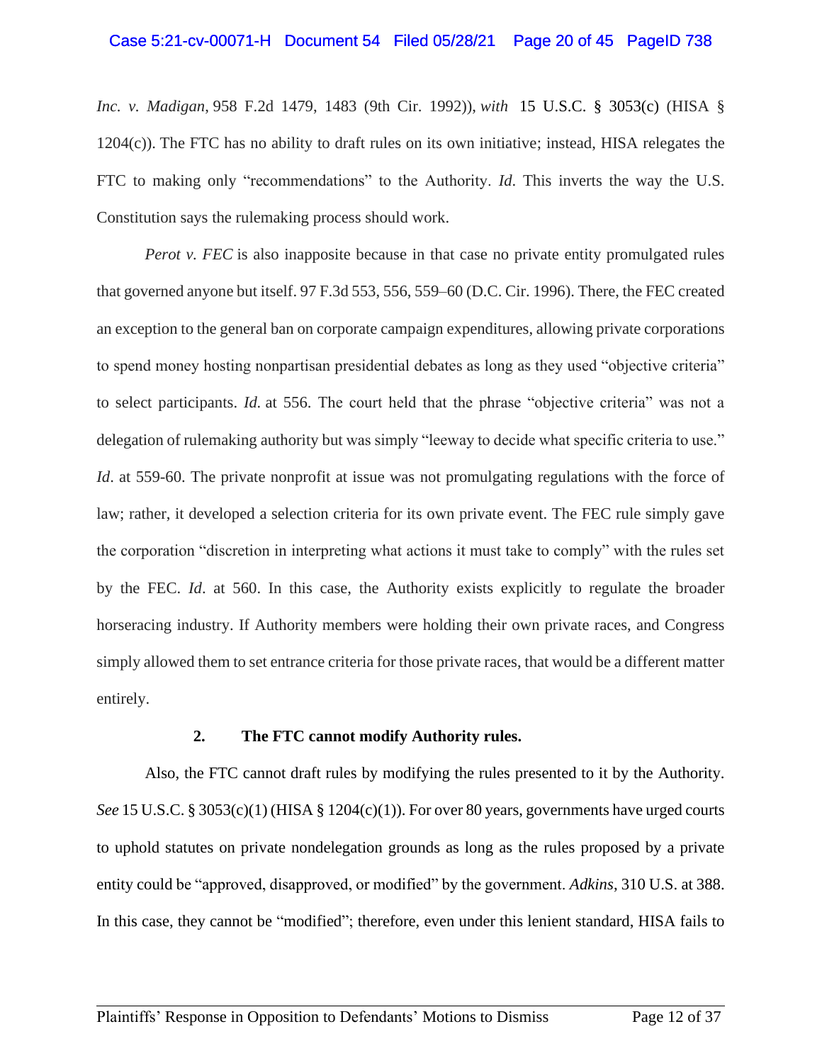*Inc. v. Madigan*, 958 F.2d 1479, 1483 (9th Cir. 1992)), *with* 15 U.S.C. § 3053(c) (HISA § 1204(c)). The FTC has no ability to draft rules on its own initiative; instead, HISA relegates the FTC to making only "recommendations" to the Authority. *Id*. This inverts the way the U.S. Constitution says the rulemaking process should work.

*Perot v. FEC* is also inapposite because in that case no private entity promulgated rules that governed anyone but itself. 97 F.3d 553, 556, 559–60 (D.C. Cir. 1996). There, the FEC created an exception to the general ban on corporate campaign expenditures, allowing private corporations to spend money hosting nonpartisan presidential debates as long as they used "objective criteria" to select participants. *Id.* at 556. The court held that the phrase "objective criteria" was not a delegation of rulemaking authority but was simply "leeway to decide what specific criteria to use." *Id*. at 559-60. The private nonprofit at issue was not promulgating regulations with the force of law; rather, it developed a selection criteria for its own private event. The FEC rule simply gave the corporation "discretion in interpreting what actions it must take to comply" with the rules set by the FEC. *Id*. at 560. In this case, the Authority exists explicitly to regulate the broader horseracing industry. If Authority members were holding their own private races, and Congress simply allowed them to set entrance criteria for those private races, that would be a different matter entirely.

**2. The FTC cannot modify Authority rules.**

Also, the FTC cannot draft rules by modifying the rules presented to it by the Authority. *See* 15 U.S.C. § 3053(c)(1) (HISA § 1204(c)(1)). For over 80 years, governments have urged courts to uphold statutes on private nondelegation grounds as long as the rules proposed by a private entity could be "approved, disapproved, or modified" by the government. *Adkins*, 310 U.S. at 388. In this case, they cannot be "modified"; therefore, even under this lenient standard, HISA fails to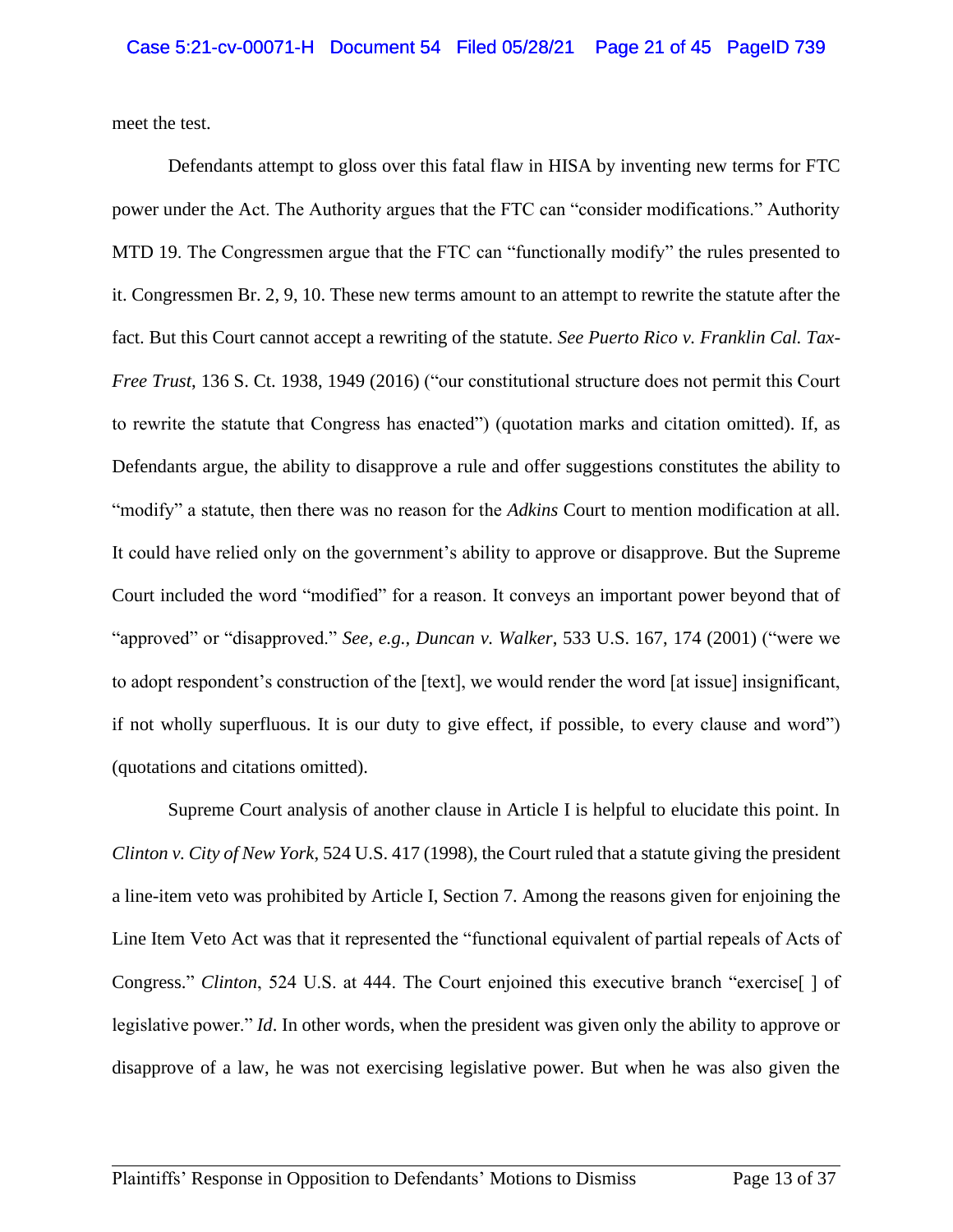meet the test.

Defendants attempt to gloss over this fatal flaw in HISA by inventing new terms for FTC power under the Act. The Authority argues that the FTC can "consider modifications." Authority MTD 19. The Congressmen argue that the FTC can "functionally modify" the rules presented to it. Congressmen Br. 2, 9, 10. These new terms amount to an attempt to rewrite the statute after the fact. But this Court cannot accept a rewriting of the statute. *See Puerto Rico v. Franklin Cal. Tax-Free Trust*, 136 S. Ct. 1938, 1949 (2016) ("our constitutional structure does not permit this Court to rewrite the statute that Congress has enacted") (quotation marks and citation omitted). If, as Defendants argue, the ability to disapprove a rule and offer suggestions constitutes the ability to "modify" a statute, then there was no reason for the *Adkins* Court to mention modification at all. It could have relied only on the government's ability to approve or disapprove. But the Supreme Court included the word "modified" for a reason. It conveys an important power beyond that of "approved" or "disapproved." *See, e.g., Duncan v. Walker*, 533 U.S. 167, 174 (2001) ("were we to adopt respondent's construction of the [text], we would render the word [at issue] insignificant, if not wholly superfluous. It is our duty to give effect, if possible, to every clause and word") (quotations and citations omitted).

Supreme Court analysis of another clause in Article I is helpful to elucidate this point. In *Clinton v. City of New York*, 524 U.S. 417 (1998), the Court ruled that a statute giving the president a line-item veto was prohibited by Article I, Section 7. Among the reasons given for enjoining the Line Item Veto Act was that it represented the "functional equivalent of partial repeals of Acts of Congress." *Clinton*, 524 U.S. at 444. The Court enjoined this executive branch "exercise[ ] of legislative power." *Id*. In other words, when the president was given only the ability to approve or disapprove of a law, he was not exercising legislative power. But when he was also given the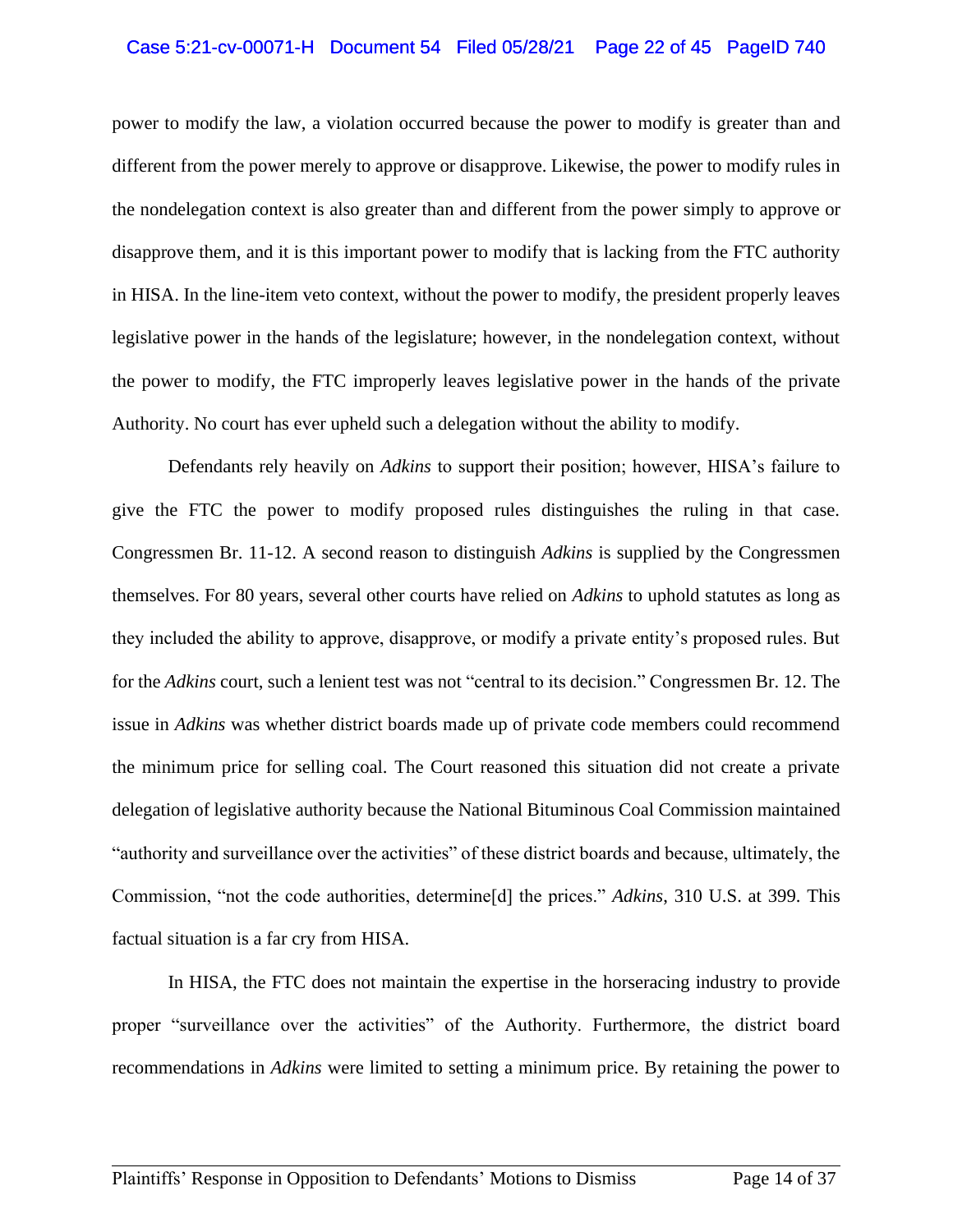power to modify the law, a violation occurred because the power to modify is greater than and different from the power merely to approve or disapprove. Likewise, the power to modify rules in the nondelegation context is also greater than and different from the power simply to approve or disapprove them, and it is this important power to modify that is lacking from the FTC authority in HISA. In the line-item veto context, without the power to modify, the president properly leaves legislative power in the hands of the legislature; however, in the nondelegation context, without the power to modify, the FTC improperly leaves legislative power in the hands of the private Authority. No court has ever upheld such a delegation without the ability to modify.

Defendants rely heavily on *Adkins* to support their position; however, HISA's failure to give the FTC the power to modify proposed rules distinguishes the ruling in that case. Congressmen Br. 11-12. A second reason to distinguish *Adkins* is supplied by the Congressmen themselves. For 80 years, several other courts have relied on *Adkins* to uphold statutes as long as they included the ability to approve, disapprove, or modify a private entity's proposed rules. But for the *Adkins* court, such a lenient test was not "central to its decision." Congressmen Br. 12. The issue in *Adkins* was whether district boards made up of private code members could recommend the minimum price for selling coal. The Court reasoned this situation did not create a private delegation of legislative authority because the National Bituminous Coal Commission maintained "authority and surveillance over the activities" of these district boards and because, ultimately, the Commission, "not the code authorities, determine[d] the prices." *Adkins*, 310 U.S. at 399. This factual situation is a far cry from HISA.

In HISA, the FTC does not maintain the expertise in the horseracing industry to provide proper "surveillance over the activities" of the Authority. Furthermore, the district board recommendations in *Adkins* were limited to setting a minimum price. By retaining the power to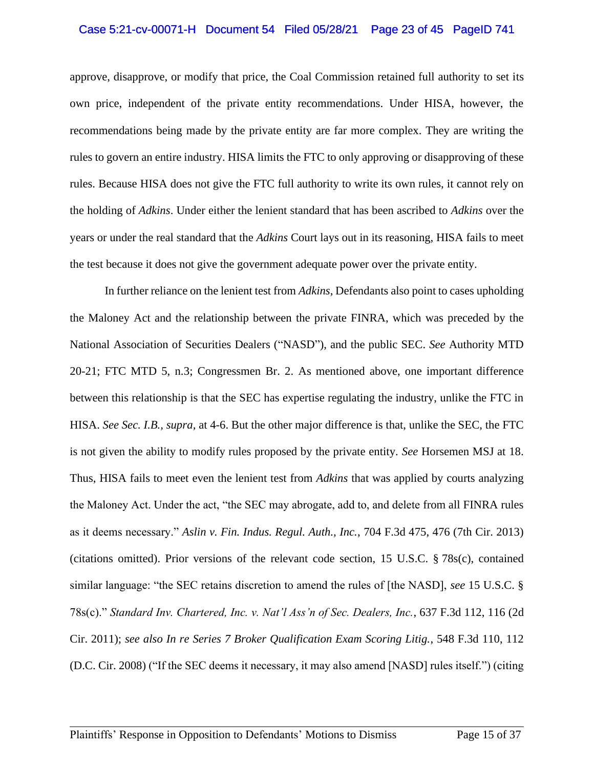approve, disapprove, or modify that price, the Coal Commission retained full authority to set its own price, independent of the private entity recommendations. Under HISA, however, the recommendations being made by the private entity are far more complex. They are writing the rules to govern an entire industry. HISA limits the FTC to only approving or disapproving of these rules. Because HISA does not give the FTC full authority to write its own rules, it cannot rely on the holding of *Adkins*. Under either the lenient standard that has been ascribed to *Adkins* over the years or under the real standard that the *Adkins* Court lays out in its reasoning, HISA fails to meet the test because it does not give the government adequate power over the private entity.

In further reliance on the lenient test from *Adkins*, Defendants also point to cases upholding the Maloney Act and the relationship between the private FINRA, which was preceded by the National Association of Securities Dealers ("NASD"), and the public SEC. *See* Authority MTD 20-21; FTC MTD 5, n.3; Congressmen Br. 2. As mentioned above, one important difference between this relationship is that the SEC has expertise regulating the industry, unlike the FTC in HISA. *See Sec. I.B., supra,* at 4-6. But the other major difference is that, unlike the SEC, the FTC is not given the ability to modify rules proposed by the private entity. *See* Horsemen MSJ at 18. Thus, HISA fails to meet even the lenient test from *Adkins* that was applied by courts analyzing the Maloney Act. Under the act, "the SEC may abrogate, add to, and delete from all FINRA rules as it deems necessary." *Aslin v. Fin. Indus. Regul. Auth., Inc.*, 704 F.3d 475, 476 (7th Cir. 2013) (citations omitted). Prior versions of the relevant code section, 15 U.S.C. § 78s(c), contained similar language: "the SEC retains discretion to amend the rules of [the NASD], *see* 15 U.S.C. § 78s(c)." *Standard Inv. Chartered, Inc. v. Nat'l Ass'n of Sec. Dealers, Inc.*, 637 F.3d 112, 116 (2d Cir. 2011); *see also In re Series 7 Broker Qualification Exam Scoring Litig.*, 548 F.3d 110, 112 (D.C. Cir. 2008) ("If the SEC deems it necessary, it may also amend [NASD] rules itself.") (citing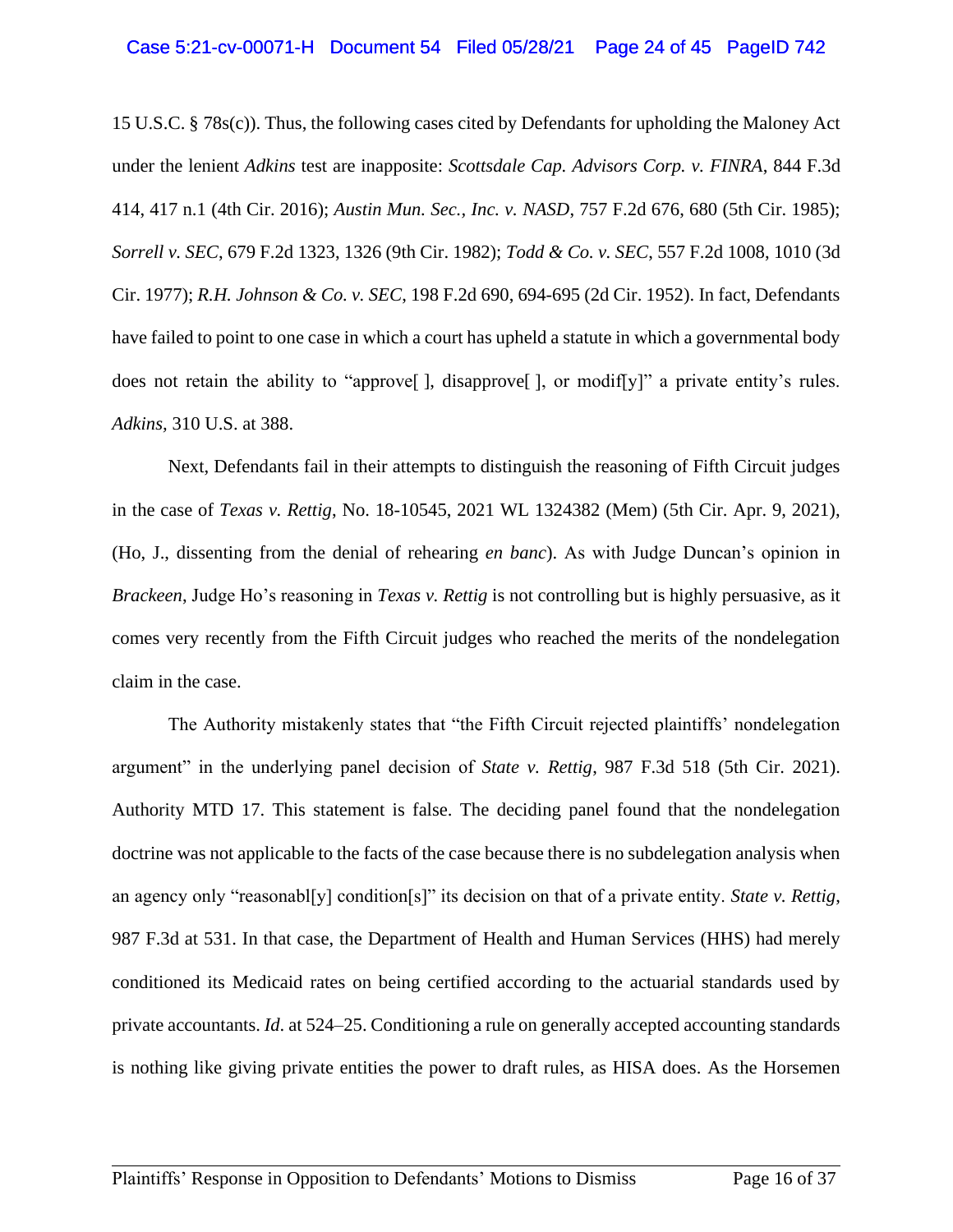15 U.S.C. § 78s(c)). Thus, the following cases cited by Defendants for upholding the Maloney Act under the lenient *Adkins* test are inapposite: *Scottsdale Cap. Advisors Corp. v. FINRA*, 844 F.3d 414, 417 n.1 (4th Cir. 2016); *Austin Mun. Sec., Inc. v. NASD*, 757 F.2d 676, 680 (5th Cir. 1985); *Sorrell v. SEC*, 679 F.2d 1323, 1326 (9th Cir. 1982); *Todd & Co. v. SEC*, 557 F.2d 1008, 1010 (3d Cir. 1977); *R.H. Johnson & Co. v. SEC*, 198 F.2d 690, 694-695 (2d Cir. 1952). In fact, Defendants have failed to point to one case in which a court has upheld a statute in which a governmental body does not retain the ability to "approve[ ], disapprove[ ], or modif[y]" a private entity's rules. *Adkins,* 310 U.S. at 388.

Next, Defendants fail in their attempts to distinguish the reasoning of Fifth Circuit judges in the case of *Texas v. Rettig*, No. 18-10545, 2021 WL 1324382 (Mem) (5th Cir. Apr. 9, 2021), (Ho, J., dissenting from the denial of rehearing *en banc*). As with Judge Duncan's opinion in *Brackeen*, Judge Ho's reasoning in *Texas v. Rettig* is not controlling but is highly persuasive, as it comes very recently from the Fifth Circuit judges who reached the merits of the nondelegation claim in the case.

The Authority mistakenly states that "the Fifth Circuit rejected plaintiffs' nondelegation argument" in the underlying panel decision of *State v. Rettig*, 987 F.3d 518 (5th Cir. 2021). Authority MTD 17. This statement is false. The deciding panel found that the nondelegation doctrine was not applicable to the facts of the case because there is no subdelegation analysis when an agency only "reasonabl[y] condition[s]" its decision on that of a private entity. *State v. Rettig*, 987 F.3d at 531. In that case, the Department of Health and Human Services (HHS) had merely conditioned its Medicaid rates on being certified according to the actuarial standards used by private accountants. *Id*. at 524–25. Conditioning a rule on generally accepted accounting standards is nothing like giving private entities the power to draft rules, as HISA does. As the Horsemen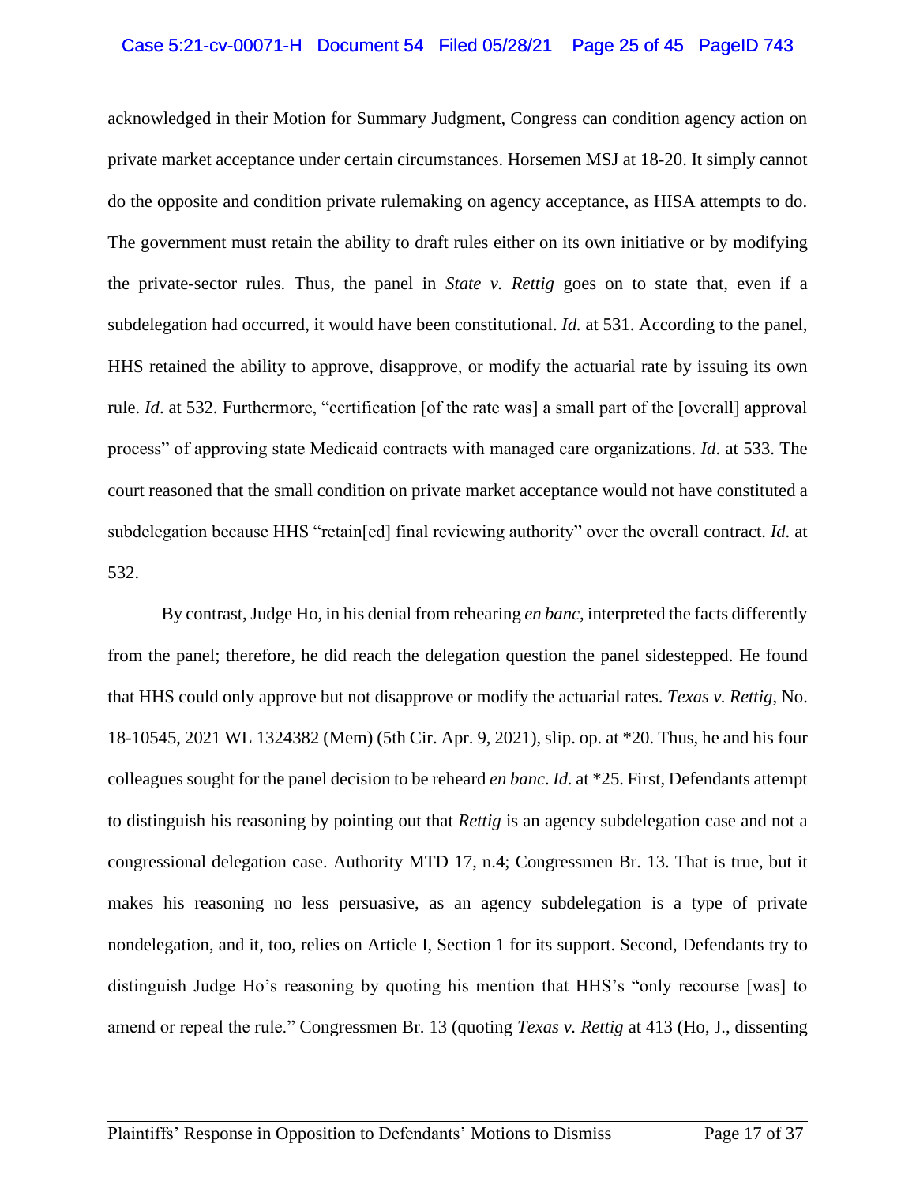acknowledged in their Motion for Summary Judgment, Congress can condition agency action on private market acceptance under certain circumstances. Horsemen MSJ at 18-20. It simply cannot do the opposite and condition private rulemaking on agency acceptance, as HISA attempts to do. The government must retain the ability to draft rules either on its own initiative or by modifying the private-sector rules. Thus, the panel in *State v. Rettig* goes on to state that, even if a subdelegation had occurred, it would have been constitutional. *Id.* at 531. According to the panel, HHS retained the ability to approve, disapprove, or modify the actuarial rate by issuing its own rule. *Id*. at 532. Furthermore, "certification [of the rate was] a small part of the [overall] approval process" of approving state Medicaid contracts with managed care organizations. *Id*. at 533. The court reasoned that the small condition on private market acceptance would not have constituted a subdelegation because HHS "retain[ed] final reviewing authority" over the overall contract. *Id*. at 532.

By contrast, Judge Ho, in his denial from rehearing *en banc*, interpreted the facts differently from the panel; therefore, he did reach the delegation question the panel sidestepped. He found that HHS could only approve but not disapprove or modify the actuarial rates. *Texas v. Rettig*, No. 18-10545, 2021 WL 1324382 (Mem) (5th Cir. Apr. 9, 2021), slip. op. at *20. Thus, he and his four colleagues sought for the panel decision to be reheard *en banc*. *Id.* at *25. First, Defendants attempt to distinguish his reasoning by pointing out that *Rettig* is an agency subdelegation case and not a congressional delegation case. Authority MTD 17, n.4; Congressmen Br. 13. That is true, but it makes his reasoning no less persuasive, as an agency subdelegation is a type of private nondelegation, and it, too, relies on Article I, Section 1 for its support. Second, Defendants try to distinguish Judge Ho's reasoning by quoting his mention that HHS's "only recourse [was] to amend or repeal the rule." Congressmen Br. 13 (quoting *Texas v. Rettig* at 413 (Ho, J., dissenting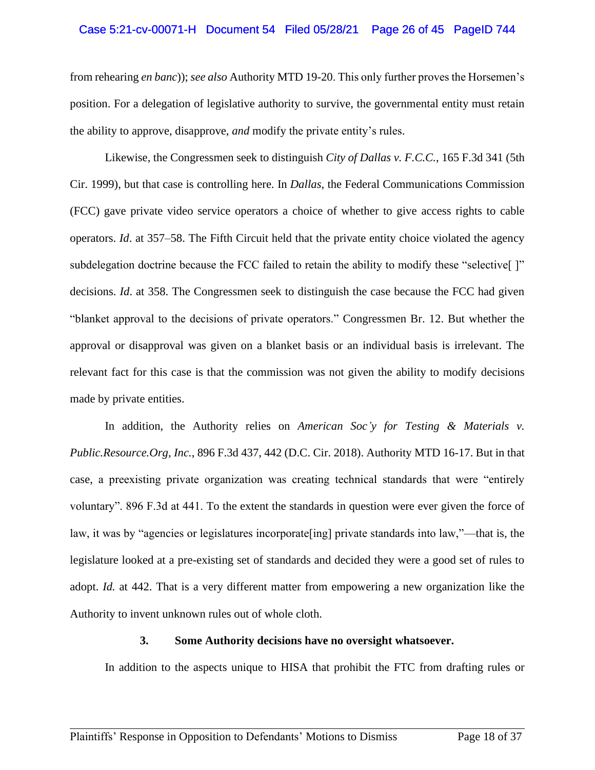from rehearing *en banc*)); *see also* Authority MTD 19-20. This only further proves the Horsemen's position. For a delegation of legislative authority to survive, the governmental entity must retain the ability to approve, disapprove, *and* modify the private entity's rules.

Likewise, the Congressmen seek to distinguish *City of Dallas v. F.C.C.*, 165 F.3d 341 (5th Cir. 1999), but that case is controlling here. In *Dallas*, the Federal Communications Commission (FCC) gave private video service operators a choice of whether to give access rights to cable operators. *Id*. at 357–58. The Fifth Circuit held that the private entity choice violated the agency subdelegation doctrine because the FCC failed to retain the ability to modify these "selective[ ]" decisions. *Id*. at 358. The Congressmen seek to distinguish the case because the FCC had given "blanket approval to the decisions of private operators." Congressmen Br. 12. But whether the approval or disapproval was given on a blanket basis or an individual basis is irrelevant. The relevant fact for this case is that the commission was not given the ability to modify decisions made by private entities.

In addition, the Authority relies on *American Soc'y for Testing & Materials v. Public.Resource.Org, Inc.*, 896 F.3d 437, 442 (D.C. Cir. 2018). Authority MTD 16-17. But in that case, a preexisting private organization was creating technical standards that were "entirely voluntary". 896 F.3d at 441. To the extent the standards in question were ever given the force of law, it was by "agencies or legislatures incorporate[ing] private standards into law,"—that is, the legislature looked at a pre-existing set of standards and decided they were a good set of rules to adopt. *Id.* at 442. That is a very different matter from empowering a new organization like the Authority to invent unknown rules out of whole cloth.

### 3. Some Authority decisions have no oversight whatsoever.

In addition to the aspects unique to HISA that prohibit the FTC from drafting rules or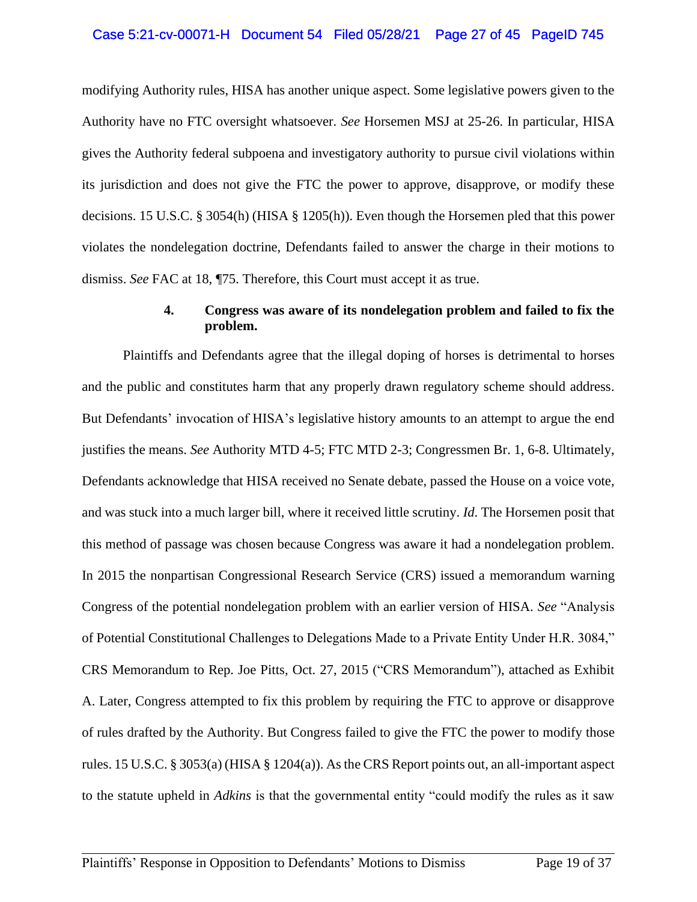modifying Authority rules, HISA has another unique aspect. Some legislative powers given to the Authority have no FTC oversight whatsoever. *See* Horsemen MSJ at 25-26. In particular, HISA gives the Authority federal subpoena and investigatory authority to pursue civil violations within its jurisdiction and does not give the FTC the power to approve, disapprove, or modify these decisions. 15 U.S.C. § 3054(h) (HISA § 1205(h)). Even though the Horsemen pled that this power violates the nondelegation doctrine, Defendants failed to answer the charge in their motions to dismiss. *See* FAC at 18, ¶75. Therefore, this Court must accept it as true.

#### 4. Congress was aware of its nondelegation problem and failed to fix the problem.

Plaintiffs and Defendants agree that the illegal doping of horses is detrimental to horses and the public and constitutes harm that any properly drawn regulatory scheme should address. But Defendants' invocation of HISA's legislative history amounts to an attempt to argue the end justifies the means. *See* Authority MTD 4-5; FTC MTD 2-3; Congressmen Br. 1, 6-8. Ultimately, Defendants acknowledge that HISA received no Senate debate, passed the House on a voice vote, and was stuck into a much larger bill, where it received little scrutiny. *Id*. The Horsemen posit that this method of passage was chosen because Congress was aware it had a nondelegation problem. In 2015 the nonpartisan Congressional Research Service (CRS) issued a memorandum warning Congress of the potential nondelegation problem with an earlier version of HISA. *See* "Analysis of Potential Constitutional Challenges to Delegations Made to a Private Entity Under H.R. 3084," CRS Memorandum to Rep. Joe Pitts, Oct. 27, 2015 ("CRS Memorandum"), attached as Exhibit A. Later, Congress attempted to fix this problem by requiring the FTC to approve or disapprove of rules drafted by the Authority. But Congress failed to give the FTC the power to modify those rules. 15 U.S.C. § 3053(a) (HISA § 1204(a)). As the CRS Report points out, an all-important aspect to the statute upheld in *Adkins* is that the governmental entity "could modify the rules as it saw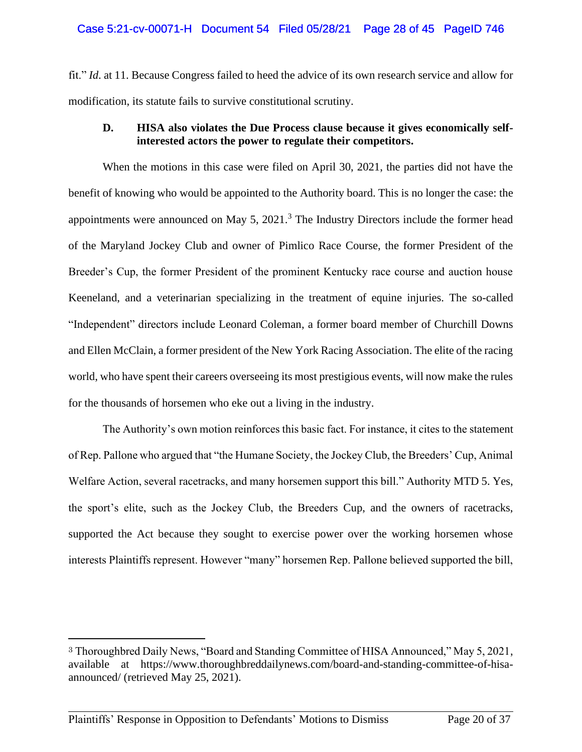fit." *Id.* at 11. Because Congress failed to heed the advice of its own research service and allow for modification, its statute fails to survive constitutional scrutiny.

### D. HISA also violates the Due Process clause because it gives economically self-interested actors the power to regulate their competitors.

When the motions in this case were filed on April 30, 2021, the parties did not have the benefit of knowing who would be appointed to the Authority board. This is no longer the case: the appointments were announced on May 5, 2021.[3] The Industry Directors include the former head of the Maryland Jockey Club and owner of Pimlico Race Course, the former President of the Breeder's Cup, the former President of the prominent Kentucky race course and auction house Keeneland, and a veterinarian specializing in the treatment of equine injuries. The so-called "Independent" directors include Leonard Coleman, a former board member of Churchill Downs and Ellen McClain, a former president of the New York Racing Association. The elite of the racing world, who have spent their careers overseeing its most prestigious events, will now make the rules for the thousands of horsemen who eke out a living in the industry.

The Authority's own motion reinforces this basic fact. For instance, it cites to the statement of Rep. Pallone who argued that "the Humane Society, the Jockey Club, the Breeders' Cup, Animal Welfare Action, several racetracks, and many horsemen support this bill." Authority MTD 5. Yes, the sport's elite, such as the Jockey Club, the Breeders Cup, and the owners of racetracks, supported the Act because they sought to exercise power over the working horsemen whose interests Plaintiffs represent. However "many" horsemen Rep. Pallone believed supported the bill,

---

[3] Thoroughbred Daily News, "Board and Standing Committee of HISA Announced," May 5, 2021, available at https://www.thoroughbreddailynews.com/board-and-standing-committee-of-hisa-announced/ (retrieved May 25, 2021).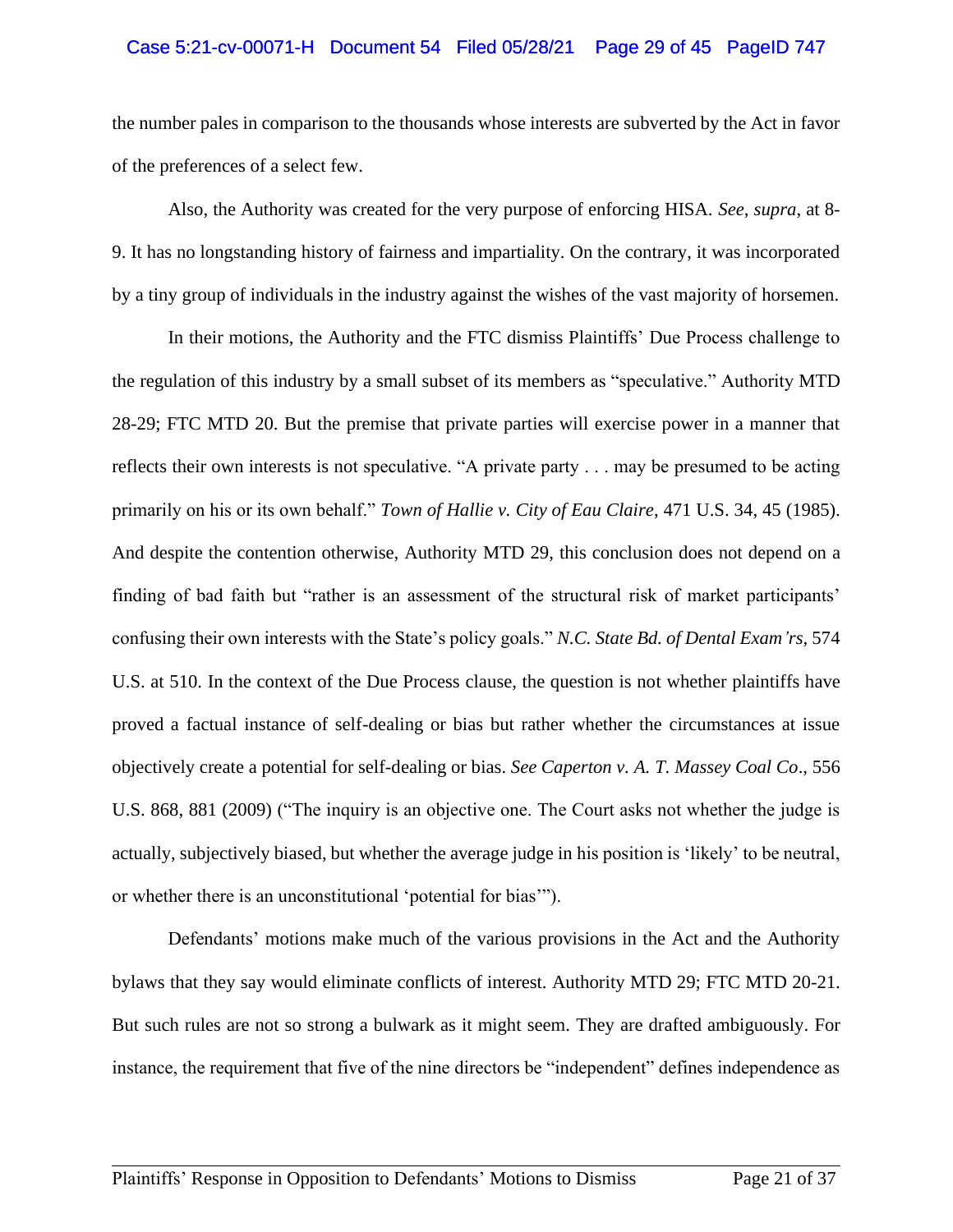the number pales in comparison to the thousands whose interests are subverted by the Act in favor of the preferences of a select few.

Also, the Authority was created for the very purpose of enforcing HISA. *See*, *supra*, at 8-9. It has no longstanding history of fairness and impartiality. On the contrary, it was incorporated by a tiny group of individuals in the industry against the wishes of the vast majority of horsemen.

In their motions, the Authority and the FTC dismiss Plaintiffs' Due Process challenge to the regulation of this industry by a small subset of its members as "speculative." Authority MTD 28-29; FTC MTD 20. But the premise that private parties will exercise power in a manner that reflects their own interests is not speculative. "A private party . . . may be presumed to be acting primarily on his or its own behalf." *Town of Hallie v. City of Eau Claire*, 471 U.S. 34, 45 (1985). And despite the contention otherwise, Authority MTD 29, this conclusion does not depend on a finding of bad faith but "rather is an assessment of the structural risk of market participants' confusing their own interests with the State's policy goals." *N.C. State Bd. of Dental Exam'rs*, 574 U.S. at 510. In the context of the Due Process clause, the question is not whether plaintiffs have proved a factual instance of self-dealing or bias but rather whether the circumstances at issue objectively create a potential for self-dealing or bias. *See Caperton v. A. T. Massey Coal Co*., 556 U.S. 868, 881 (2009) ("The inquiry is an objective one. The Court asks not whether the judge is actually, subjectively biased, but whether the average judge in his position is 'likely' to be neutral, or whether there is an unconstitutional 'potential for bias'").

Defendants' motions make much of the various provisions in the Act and the Authority bylaws that they say would eliminate conflicts of interest. Authority MTD 29; FTC MTD 20-21. But such rules are not so strong a bulwark as it might seem. They are drafted ambiguously. For instance, the requirement that five of the nine directors be "independent" defines independence as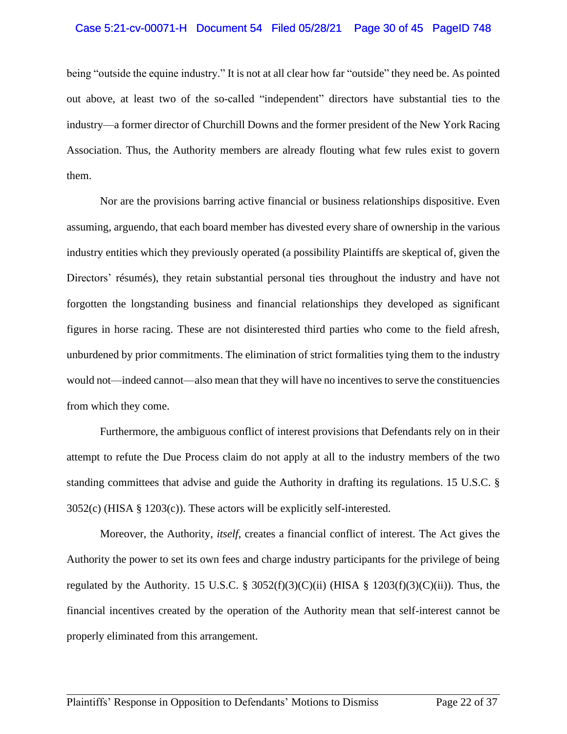being "outside the equine industry." It is not at all clear how far "outside" they need be. As pointed out above, at least two of the so-called "independent" directors have substantial ties to the industry—a former director of Churchill Downs and the former president of the New York Racing Association. Thus, the Authority members are already flouting what few rules exist to govern them.

Nor are the provisions barring active financial or business relationships dispositive. Even assuming, arguendo, that each board member has divested every share of ownership in the various industry entities which they previously operated (a possibility Plaintiffs are skeptical of, given the Directors' résumés), they retain substantial personal ties throughout the industry and have not forgotten the longstanding business and financial relationships they developed as significant figures in horse racing. These are not disinterested third parties who come to the field afresh, unburdened by prior commitments. The elimination of strict formalities tying them to the industry would not—indeed cannot—also mean that they will have no incentives to serve the constituencies from which they come.

Furthermore, the ambiguous conflict of interest provisions that Defendants rely on in their attempt to refute the Due Process claim do not apply at all to the industry members of the two standing committees that advise and guide the Authority in drafting its regulations. 15 U.S.C. § 3052(c) (HISA § 1203(c)). These actors will be explicitly self-interested.

Moreover, the Authority, *itself*, creates a financial conflict of interest. The Act gives the Authority the power to set its own fees and charge industry participants for the privilege of being regulated by the Authority. 15 U.S.C. § 3052(f)(3)(C)(ii) (HISA § 1203(f)(3)(C)(ii)). Thus, the financial incentives created by the operation of the Authority mean that self-interest cannot be properly eliminated from this arrangement.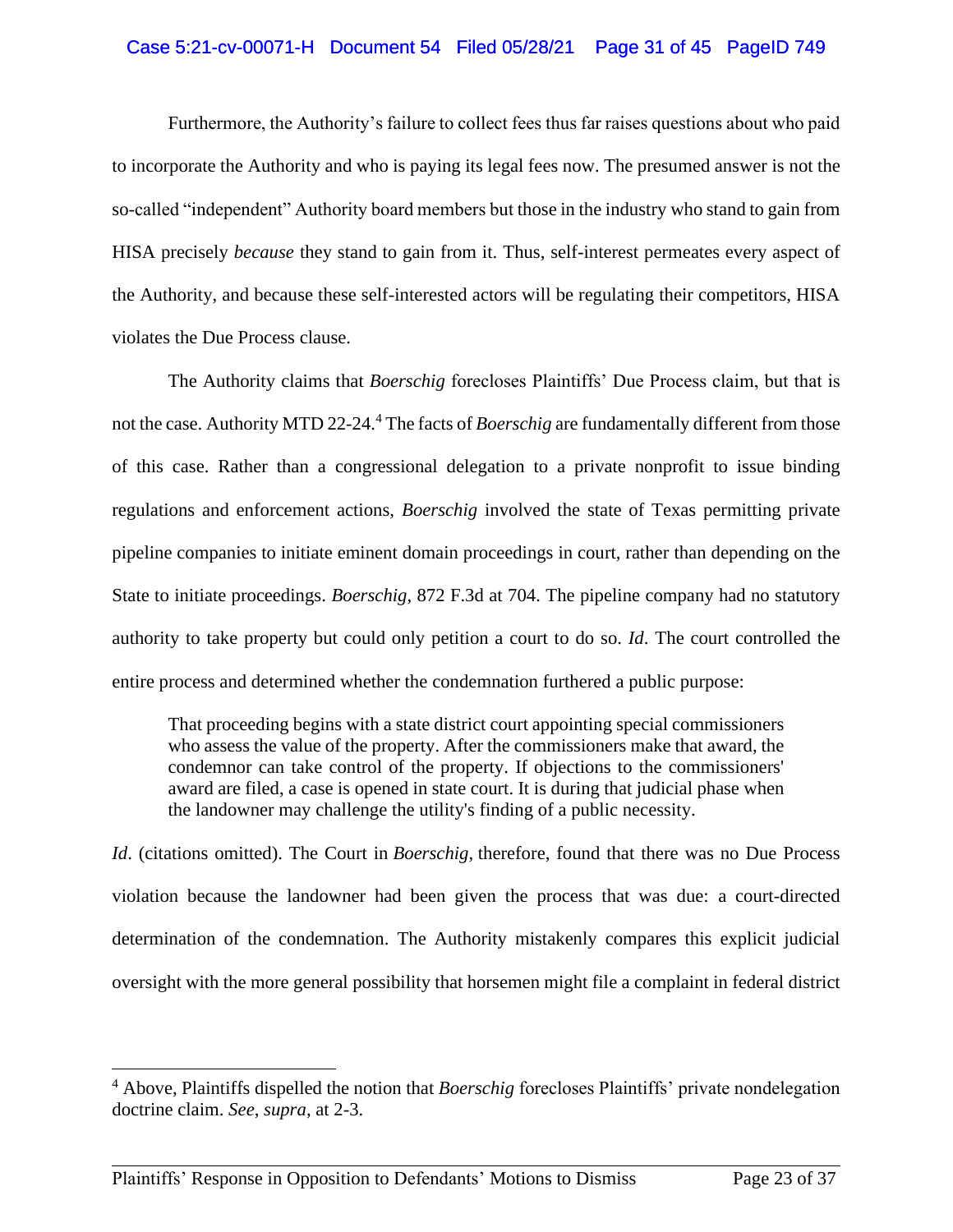Furthermore, the Authority's failure to collect fees thus far raises questions about who paid to incorporate the Authority and who is paying its legal fees now. The presumed answer is not the so-called "independent" Authority board members but those in the industry who stand to gain from HISA precisely *because* they stand to gain from it. Thus, self-interest permeates every aspect of the Authority, and because these self-interested actors will be regulating their competitors, HISA violates the Due Process clause.

The Authority claims that *Boerschig* forecloses Plaintiffs' Due Process claim, but that is not the case. Authority MTD 22-24.[4] The facts of *Boerschig* are fundamentally different from those of this case. Rather than a congressional delegation to a private nonprofit to issue binding regulations and enforcement actions, *Boerschig* involved the state of Texas permitting private pipeline companies to initiate eminent domain proceedings in court, rather than depending on the State to initiate proceedings. *Boerschig*, 872 F.3d at 704. The pipeline company had no statutory authority to take property but could only petition a court to do so. *Id*. The court controlled the entire process and determined whether the condemnation furthered a public purpose:

> That proceeding begins with a state district court appointing special commissioners who assess the value of the property. After the commissioners make that award, the condemnor can take control of the property. If objections to the commissioners' award are filed, a case is opened in state court. It is during that judicial phase when the landowner may challenge the utility's finding of a public necessity.

*Id*. (citations omitted). The Court in *Boerschig*, therefore, found that there was no Due Process violation because the landowner had been given the process that was due: a court-directed determination of the condemnation. The Authority mistakenly compares this explicit judicial oversight with the more general possibility that horsemen might file a complaint in federal district

---

[4] Above, Plaintiffs dispelled the notion that *Boerschig* forecloses Plaintiffs' private nondelegation doctrine claim. *See*, *supra*, at 2-3.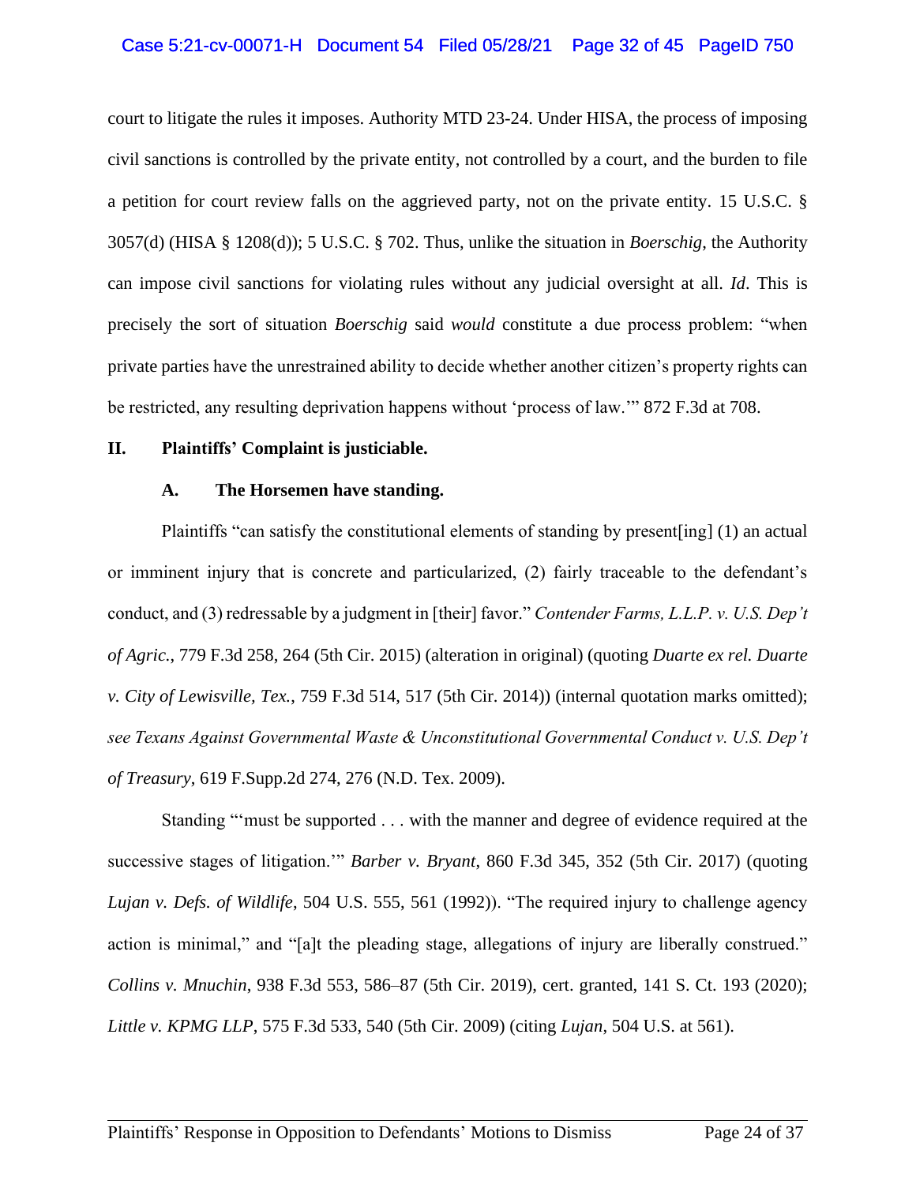court to litigate the rules it imposes. Authority MTD 23-24. Under HISA, the process of imposing civil sanctions is controlled by the private entity, not controlled by a court, and the burden to file a petition for court review falls on the aggrieved party, not on the private entity. 15 U.S.C. § 3057(d) (HISA § 1208(d)); 5 U.S.C. § 702. Thus, unlike the situation in *Boerschig*, the Authority can impose civil sanctions for violating rules without any judicial oversight at all. *Id*. This is precisely the sort of situation *Boerschig* said *would* constitute a due process problem: "when private parties have the unrestrained ability to decide whether another citizen's property rights can be restricted, any resulting deprivation happens without 'process of law.'" 872 F.3d at 708.

## II. Plaintiffs' Complaint is justiciable.

### A. The Horsemen have standing.

Plaintiffs "can satisfy the constitutional elements of standing by present[ing] (1) an actual or imminent injury that is concrete and particularized, (2) fairly traceable to the defendant's conduct, and (3) redressable by a judgment in [their] favor." *Contender Farms, L.L.P. v. U.S. Dep't of Agric.*, 779 F.3d 258, 264 (5th Cir. 2015) (alteration in original) (quoting *Duarte ex rel. Duarte v. City of Lewisville, Tex.*, 759 F.3d 514, 517 (5th Cir. 2014)) (internal quotation marks omitted); *see Texans Against Governmental Waste & Unconstitutional Governmental Conduct v. U.S. Dep't of Treasury*, 619 F.Supp.2d 274, 276 (N.D. Tex. 2009).

Standing "'must be supported . . . with the manner and degree of evidence required at the successive stages of litigation.'" *Barber v. Bryant*, 860 F.3d 345, 352 (5th Cir. 2017) (quoting *Lujan v. Defs. of Wildlife*, 504 U.S. 555, 561 (1992)). "The required injury to challenge agency action is minimal," and "[a]t the pleading stage, allegations of injury are liberally construed." *Collins v. Mnuchin*, 938 F.3d 553, 586–87 (5th Cir. 2019), cert. granted, 141 S. Ct. 193 (2020); *Little v. KPMG LLP*, 575 F.3d 533, 540 (5th Cir. 2009) (citing *Lujan*, 504 U.S. at 561).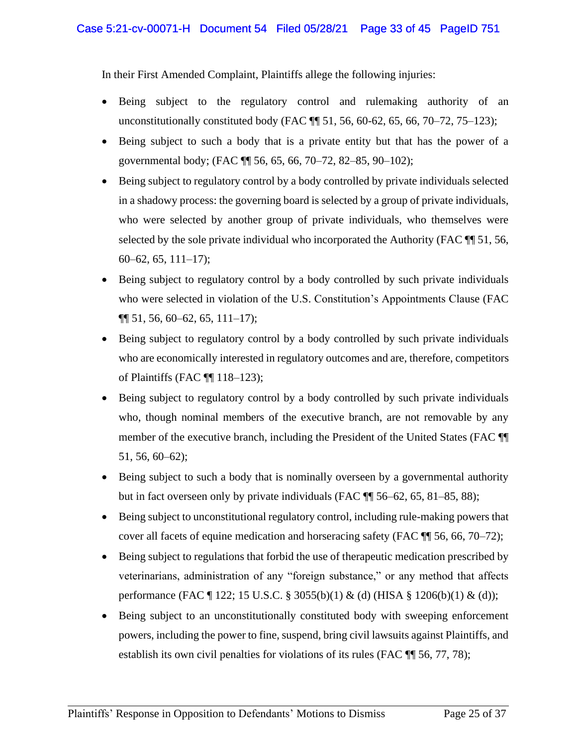In their First Amended Complaint, Plaintiffs allege the following injuries:

- Being subject to the regulatory control and rulemaking authority of an unconstitutionally constituted body (FAC ¶¶ 51, 56, 60-62, 65, 66, 70–72, 75–123);
- Being subject to such a body that is a private entity but that has the power of a governmental body; (FAC ¶¶ 56, 65, 66, 70–72, 82–85, 90–102);
- Being subject to regulatory control by a body controlled by private individuals selected in a shadowy process: the governing board is selected by a group of private individuals, who were selected by another group of private individuals, who themselves were selected by the sole private individual who incorporated the Authority (FAC ¶¶ 51, 56, 60–62, 65, 111–17);
- Being subject to regulatory control by a body controlled by such private individuals who were selected in violation of the U.S. Constitution's Appointments Clause (FAC ¶¶ 51, 56, 60–62, 65, 111–17);
- Being subject to regulatory control by a body controlled by such private individuals who are economically interested in regulatory outcomes and are, therefore, competitors of Plaintiffs (FAC ¶¶ 118–123);
- Being subject to regulatory control by a body controlled by such private individuals who, though nominal members of the executive branch, are not removable by any member of the executive branch, including the President of the United States (FAC ¶¶ 51, 56, 60–62);
- Being subject to such a body that is nominally overseen by a governmental authority but in fact overseen only by private individuals (FAC ¶¶ 56–62, 65, 81–85, 88);
- Being subject to unconstitutional regulatory control, including rule-making powers that cover all facets of equine medication and horseracing safety (FAC ¶¶ 56, 66, 70–72);
- Being subject to regulations that forbid the use of therapeutic medication prescribed by veterinarians, administration of any "foreign substance," or any method that affects performance (FAC ¶ 122; 15 U.S.C. § 3055(b)(1) & (d) (HISA § 1206(b)(1) & (d));
- Being subject to an unconstitutionally constituted body with sweeping enforcement powers, including the power to fine, suspend, bring civil lawsuits against Plaintiffs, and establish its own civil penalties for violations of its rules (FAC ¶¶ 56, 77, 78);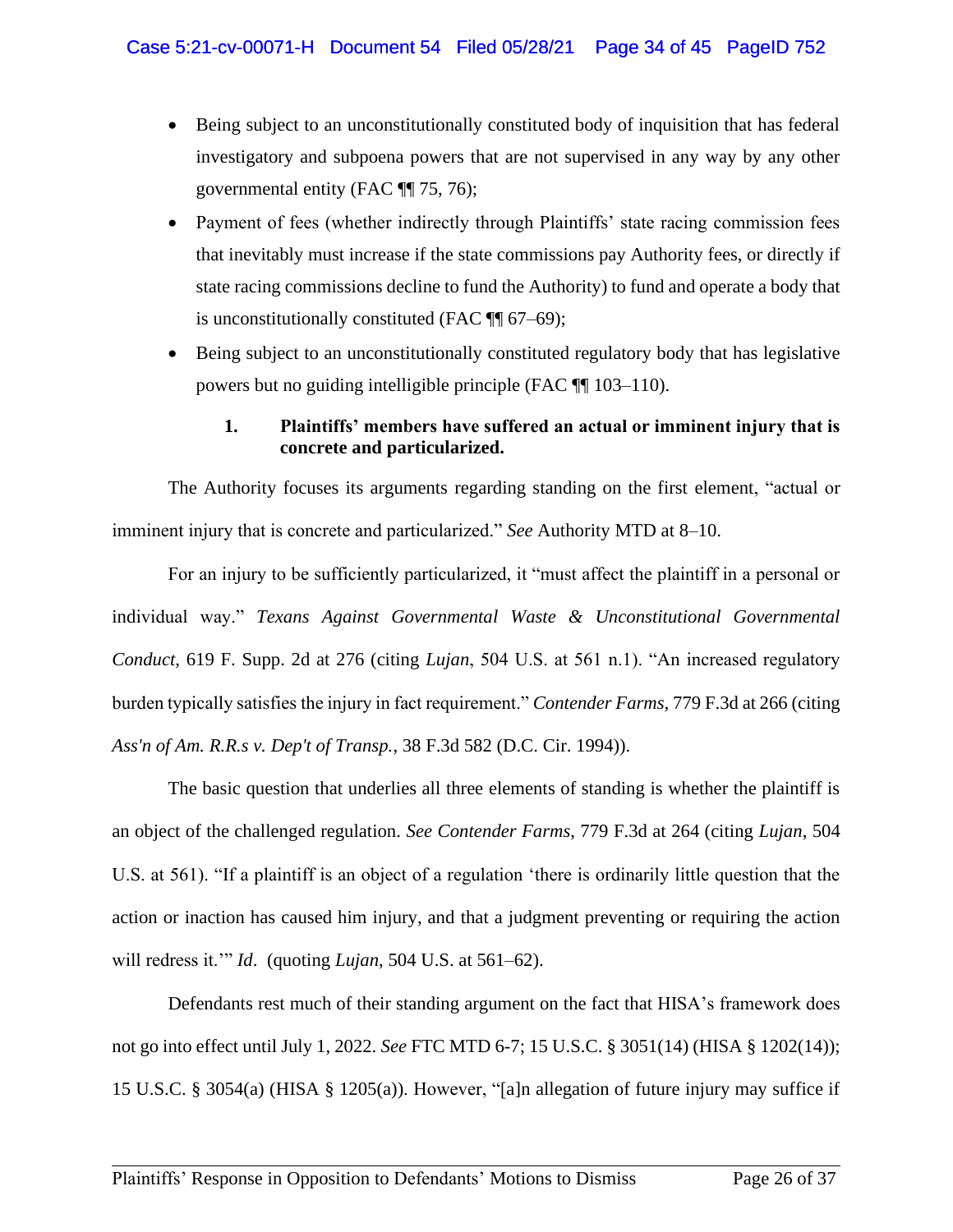- Being subject to an unconstitutionally constituted body of inquisition that has federal investigatory and subpoena powers that are not supervised in any way by any other governmental entity (FAC ¶¶ 75, 76);
- Payment of fees (whether indirectly through Plaintiffs' state racing commission fees that inevitably must increase if the state commissions pay Authority fees, or directly if state racing commissions decline to fund the Authority) to fund and operate a body that is unconstitutionally constituted (FAC ¶¶ 67–69);
- Being subject to an unconstitutionally constituted regulatory body that has legislative powers but no guiding intelligible principle (FAC ¶¶ 103–110).

### 1. Plaintiffs' members have suffered an actual or imminent injury that is concrete and particularized.

The Authority focuses its arguments regarding standing on the first element, "actual or imminent injury that is concrete and particularized." *See* Authority MTD at 8–10.

For an injury to be sufficiently particularized, it "must affect the plaintiff in a personal or individual way." *Texans Against Governmental Waste & Unconstitutional Governmental Conduct*, 619 F. Supp. 2d at 276 (citing *Lujan*, 504 U.S. at 561 n.1). "An increased regulatory burden typically satisfies the injury in fact requirement." *Contender Farms,* 779 F.3d at 266 (citing *Ass'n of Am. R.R.s v. Dep't of Transp.*, 38 F.3d 582 (D.C. Cir. 1994)).

The basic question that underlies all three elements of standing is whether the plaintiff is an object of the challenged regulation. *See Contender Farms*, 779 F.3d at 264 (citing *Lujan*, 504 U.S. at 561). "If a plaintiff is an object of a regulation 'there is ordinarily little question that the action or inaction has caused him injury, and that a judgment preventing or requiring the action will redress it.'" *Id*. (quoting *Lujan*, 504 U.S. at 561–62).

Defendants rest much of their standing argument on the fact that HISA's framework does not go into effect until July 1, 2022. *See* FTC MTD 6-7; 15 U.S.C. § 3051(14) (HISA § 1202(14)); 15 U.S.C. § 3054(a) (HISA § 1205(a)). However, "[a]n allegation of future injury may suffice if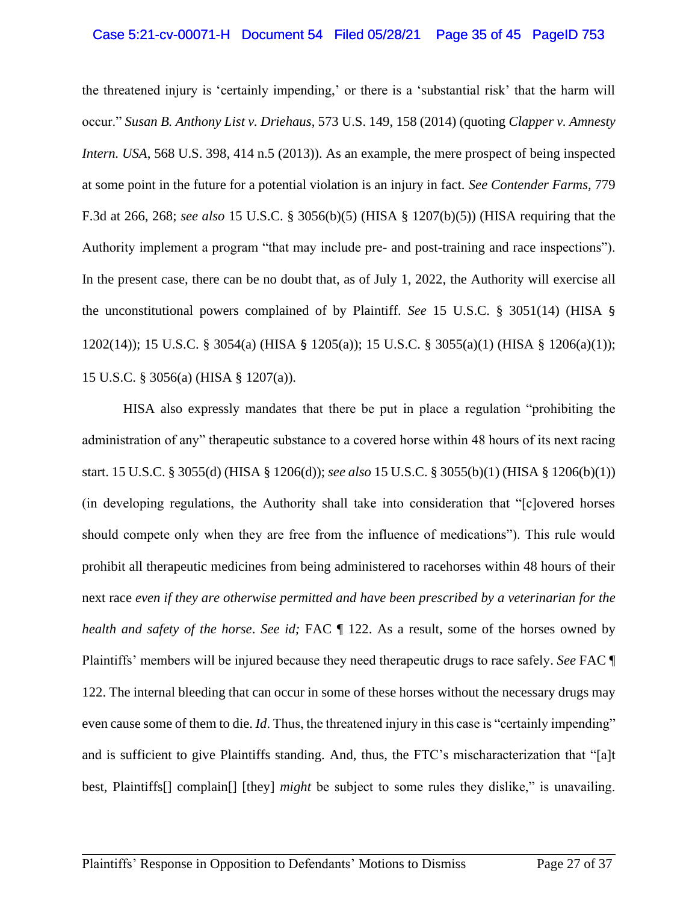the threatened injury is 'certainly impending,' or there is a 'substantial risk' that the harm will occur." *Susan B. Anthony List v. Driehaus*, 573 U.S. 149, 158 (2014) (quoting *Clapper v. Amnesty Intern. USA*, 568 U.S. 398, 414 n.5 (2013)). As an example, the mere prospect of being inspected at some point in the future for a potential violation is an injury in fact. *See Contender Farms,* 779 F.3d at 266, 268; *see also* 15 U.S.C. § 3056(b)(5) (HISA § 1207(b)(5)) (HISA requiring that the Authority implement a program "that may include pre- and post-training and race inspections"). In the present case, there can be no doubt that, as of July 1, 2022, the Authority will exercise all the unconstitutional powers complained of by Plaintiff. *See* 15 U.S.C. § 3051(14) (HISA § 1202(14)); 15 U.S.C. § 3054(a) (HISA § 1205(a)); 15 U.S.C. § 3055(a)(1) (HISA § 1206(a)(1)); 15 U.S.C. § 3056(a) (HISA § 1207(a)).

HISA also expressly mandates that there be put in place a regulation "prohibiting the administration of any" therapeutic substance to a covered horse within 48 hours of its next racing start. 15 U.S.C. § 3055(d) (HISA § 1206(d)); *see also* 15 U.S.C. § 3055(b)(1) (HISA § 1206(b)(1)) (in developing regulations, the Authority shall take into consideration that "[c]overed horses should compete only when they are free from the influence of medications"). This rule would prohibit all therapeutic medicines from being administered to racehorses within 48 hours of their next race *even if they are otherwise permitted and have been prescribed by a veterinarian for the health and safety of the horse*. *See id;* FAC ¶ 122. As a result, some of the horses owned by Plaintiffs' members will be injured because they need therapeutic drugs to race safely. *See* FAC ¶ 122. The internal bleeding that can occur in some of these horses without the necessary drugs may even cause some of them to die. *Id*. Thus, the threatened injury in this case is "certainly impending" and is sufficient to give Plaintiffs standing. And, thus, the FTC's mischaracterization that "[a]t best, Plaintiffs[] complain[] [they] *might* be subject to some rules they dislike," is unavailing.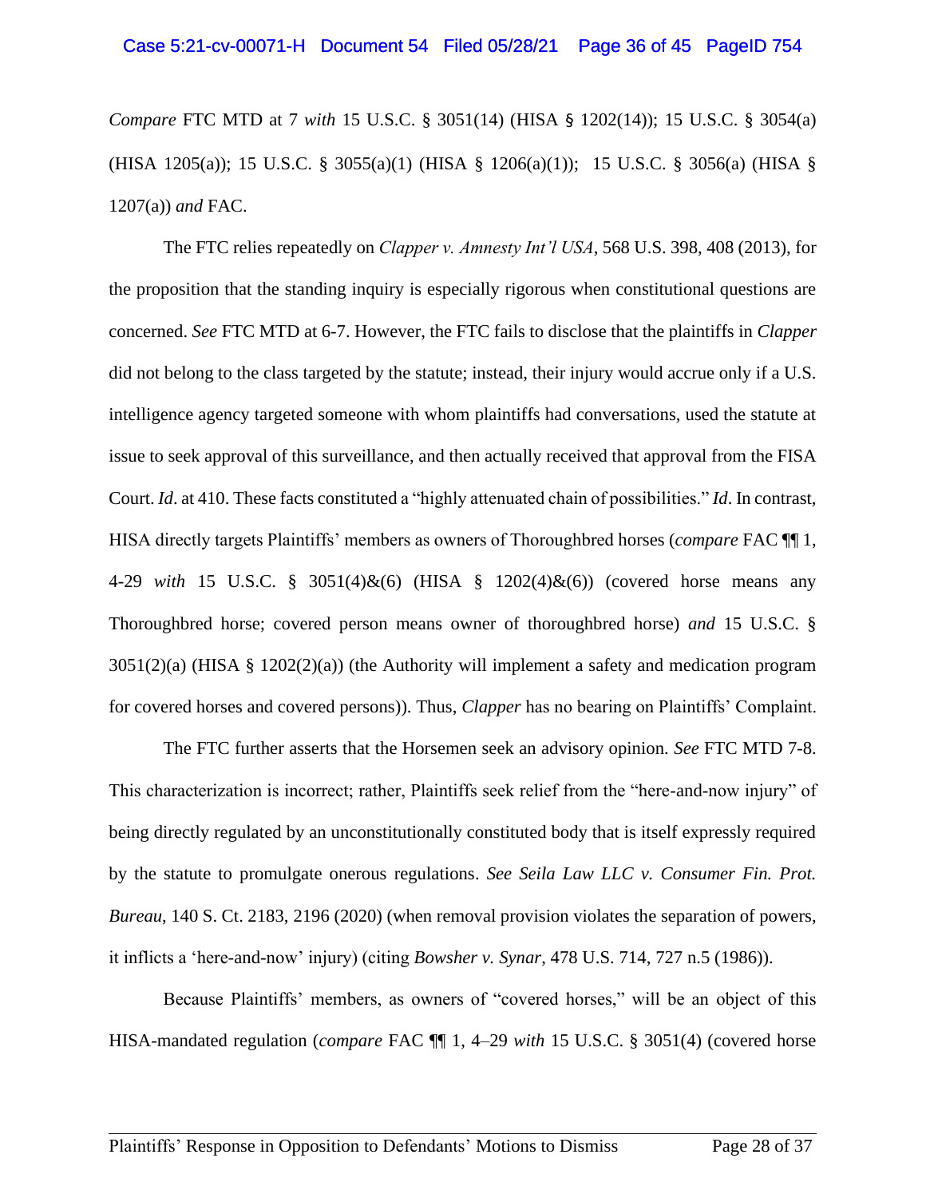*Compare* FTC MTD at 7 *with* 15 U.S.C. § 3051(14) (HISA § 1202(14)); 15 U.S.C. § 3054(a) (HISA 1205(a)); 15 U.S.C. § 3055(a)(1) (HISA § 1206(a)(1)); 15 U.S.C. § 3056(a) (HISA § 1207(a)) *and* FAC.

The FTC relies repeatedly on *Clapper v. Amnesty Int'l USA*, 568 U.S. 398, 408 (2013), for the proposition that the standing inquiry is especially rigorous when constitutional questions are concerned. *See* FTC MTD at 6-7. However, the FTC fails to disclose that the plaintiffs in *Clapper* did not belong to the class targeted by the statute; instead, their injury would accrue only if a U.S. intelligence agency targeted someone with whom plaintiffs had conversations, used the statute at issue to seek approval of this surveillance, and then actually received that approval from the FISA Court. *Id*. at 410. These facts constituted a "highly attenuated chain of possibilities." *Id*. In contrast, HISA directly targets Plaintiffs' members as owners of Thoroughbred horses (*compare* FAC ¶¶ 1, 4-29 *with* 15 U.S.C. § 3051(4)&(6) (HISA § 1202(4)&(6)) (covered horse means any Thoroughbred horse; covered person means owner of thoroughbred horse) *and* 15 U.S.C. § 3051(2)(a) (HISA § 1202(2)(a)) (the Authority will implement a safety and medication program for covered horses and covered persons)). Thus, *Clapper* has no bearing on Plaintiffs' Complaint.

The FTC further asserts that the Horsemen seek an advisory opinion. *See* FTC MTD 7-8. This characterization is incorrect; rather, Plaintiffs seek relief from the "here-and-now injury" of being directly regulated by an unconstitutionally constituted body that is itself expressly required by the statute to promulgate onerous regulations. *See Seila Law LLC v. Consumer Fin. Prot. Bureau*, 140 S. Ct. 2183, 2196 (2020) (when removal provision violates the separation of powers, it inflicts a 'here-and-now' injury) (citing *Bowsher v. Synar*, 478 U.S. 714, 727 n.5 (1986)).

Because Plaintiffs' members, as owners of "covered horses," will be an object of this HISA-mandated regulation (*compare* FAC ¶¶ 1, 4–29 *with* 15 U.S.C. § 3051(4) (covered horse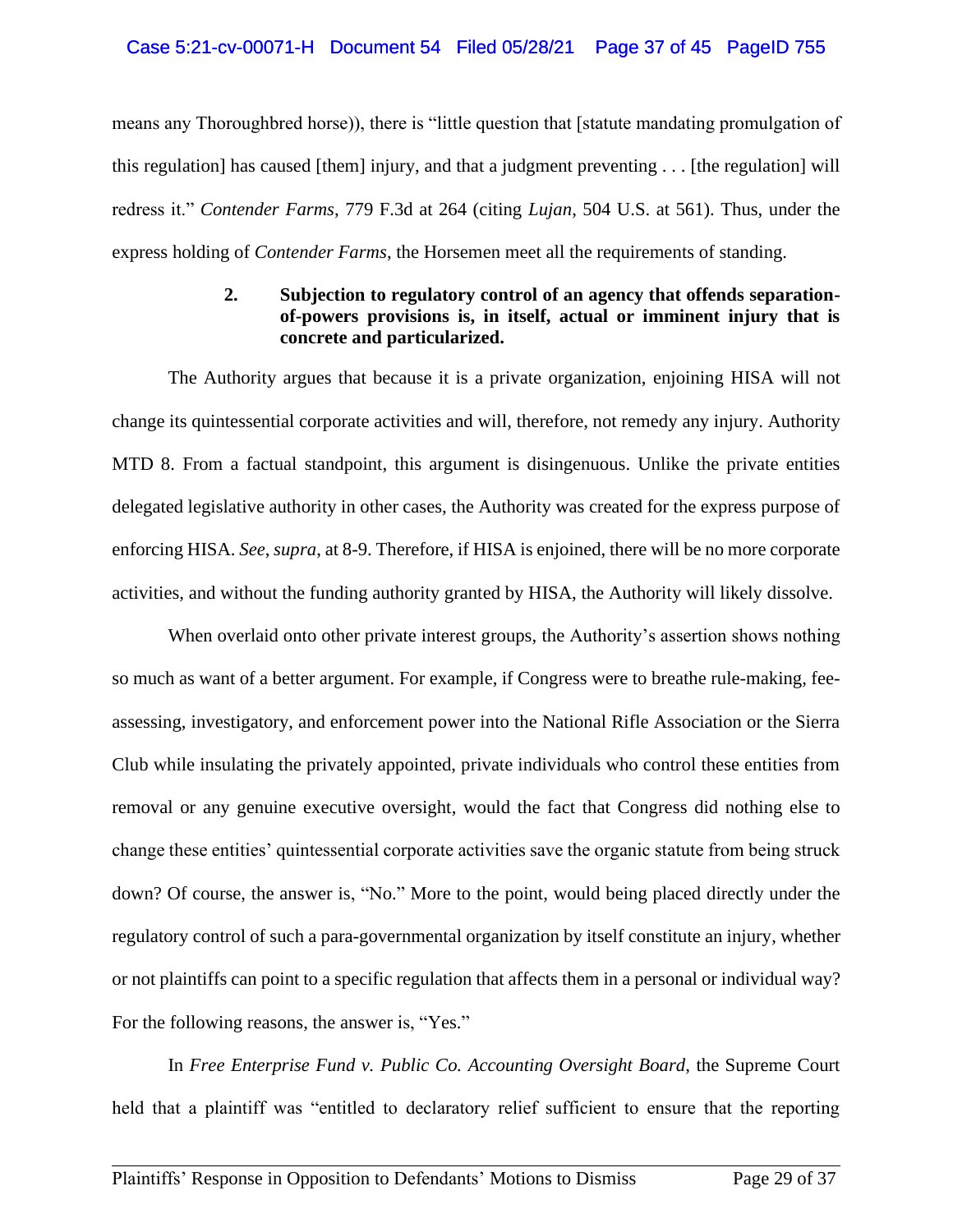means any Thoroughbred horse)), there is "little question that [statute mandating promulgation of this regulation] has caused [them] injury, and that a judgment preventing . . . [the regulation] will redress it." *Contender Farms*, 779 F.3d at 264 (citing *Lujan*, 504 U.S. at 561). Thus, under the express holding of *Contender Farms*, the Horsemen meet all the requirements of standing.

**2. Subjection to regulatory control of an agency that offends separation-of-powers provisions is, in itself, actual or imminent injury that is concrete and particularized.**

The Authority argues that because it is a private organization, enjoining HISA will not change its quintessential corporate activities and will, therefore, not remedy any injury. Authority MTD 8. From a factual standpoint, this argument is disingenuous. Unlike the private entities delegated legislative authority in other cases, the Authority was created for the express purpose of enforcing HISA. *See*, *supra*, at 8-9. Therefore, if HISA is enjoined, there will be no more corporate activities, and without the funding authority granted by HISA, the Authority will likely dissolve.

When overlaid onto other private interest groups, the Authority's assertion shows nothing so much as want of a better argument. For example, if Congress were to breathe rule-making, fee-assessing, investigatory, and enforcement power into the National Rifle Association or the Sierra Club while insulating the privately appointed, private individuals who control these entities from removal or any genuine executive oversight, would the fact that Congress did nothing else to change these entities' quintessential corporate activities save the organic statute from being struck down? Of course, the answer is, "No." More to the point, would being placed directly under the regulatory control of such a para-governmental organization by itself constitute an injury, whether or not plaintiffs can point to a specific regulation that affects them in a personal or individual way? For the following reasons, the answer is, "Yes."

In *Free Enterprise Fund v. Public Co. Accounting Oversight Board*, the Supreme Court held that a plaintiff was "entitled to declaratory relief sufficient to ensure that the reporting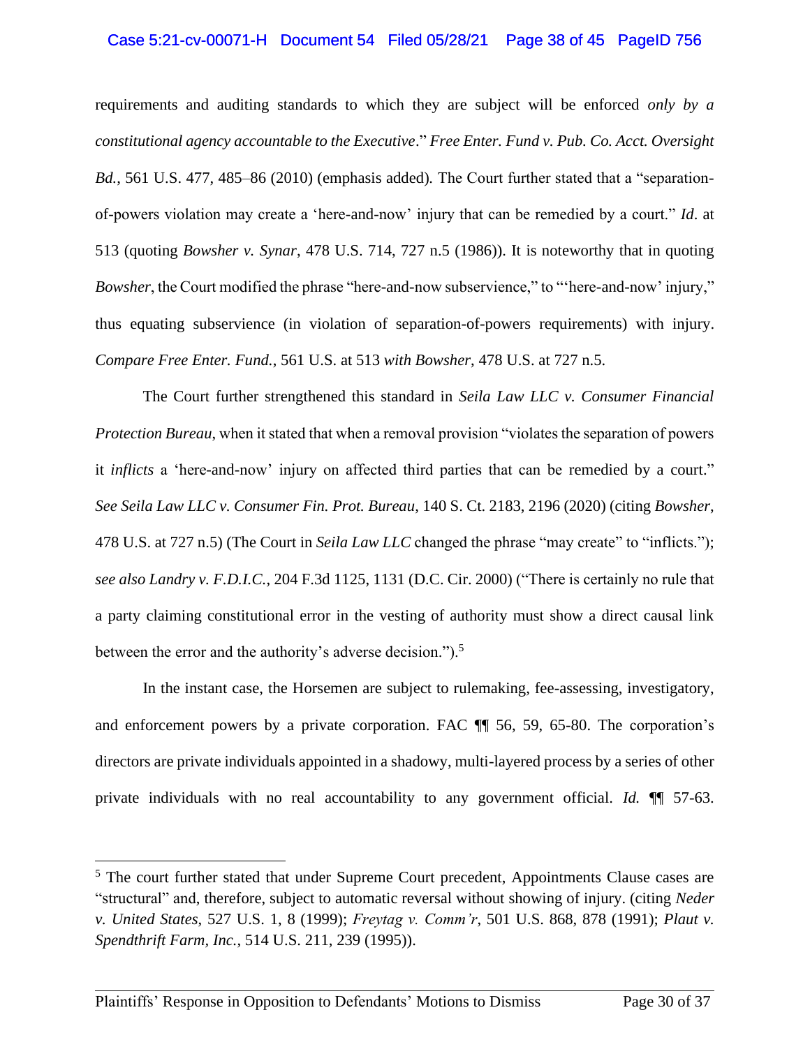requirements and auditing standards to which they are subject will be enforced *only by a constitutional agency accountable to the Executive*." *Free Enter. Fund v. Pub. Co. Acct. Oversight Bd.*, 561 U.S. 477, 485–86 (2010) (emphasis added). The Court further stated that a "separation-of-powers violation may create a 'here-and-now' injury that can be remedied by a court." *Id*. at 513 (quoting *Bowsher v. Synar*, 478 U.S. 714, 727 n.5 (1986)). It is noteworthy that in quoting *Bowsher*, the Court modified the phrase "here-and-now subservience," to "'here-and-now' injury," thus equating subservience (in violation of separation-of-powers requirements) with injury. *Compare Free Enter. Fund.*, 561 U.S. at 513 *with Bowsher*, 478 U.S. at 727 n.5.

The Court further strengthened this standard in *Seila Law LLC v. Consumer Financial Protection Bureau*, when it stated that when a removal provision "violates the separation of powers it *inflicts* a 'here-and-now' injury on affected third parties that can be remedied by a court." *See Seila Law LLC v. Consumer Fin. Prot. Bureau*, 140 S. Ct. 2183, 2196 (2020) (citing *Bowsher*, 478 U.S. at 727 n.5) (The Court in *Seila Law LLC* changed the phrase "may create" to "inflicts."); *see also Landry v. F.D.I.C.*, 204 F.3d 1125, 1131 (D.C. Cir. 2000) ("There is certainly no rule that a party claiming constitutional error in the vesting of authority must show a direct causal link between the error and the authority's adverse decision.").[5]

In the instant case, the Horsemen are subject to rulemaking, fee-assessing, investigatory, and enforcement powers by a private corporation. FAC ¶¶ 56, 59, 65-80. The corporation's directors are private individuals appointed in a shadowy, multi-layered process by a series of other private individuals with no real accountability to any government official. *Id.* ¶¶ 57-63.

[5] The court further stated that under Supreme Court precedent, Appointments Clause cases are "structural" and, therefore, subject to automatic reversal without showing of injury. (citing *Neder v. United States*, 527 U.S. 1, 8 (1999); *Freytag v. Comm'r*, 501 U.S. 868, 878 (1991); *Plaut v. Spendthrift Farm, Inc.*, 514 U.S. 211, 239 (1995)).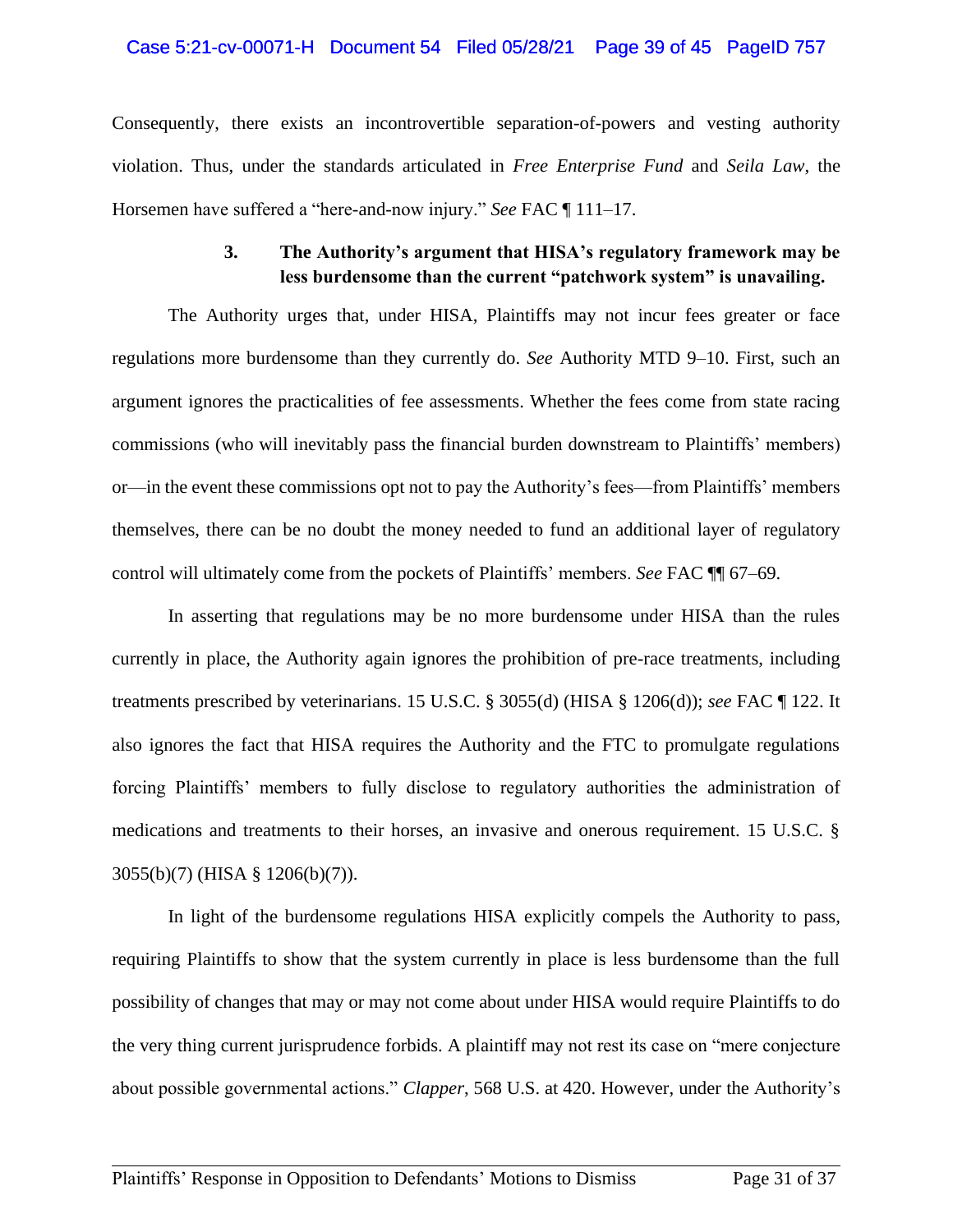Consequently, there exists an incontrovertible separation-of-powers and vesting authority violation. Thus, under the standards articulated in *Free Enterprise Fund* and *Seila Law*, the Horsemen have suffered a "here-and-now injury." *See* FAC ¶ 111–17.

### 3. The Authority's argument that HISA's regulatory framework may be less burdensome than the current "patchwork system" is unavailing.

The Authority urges that, under HISA, Plaintiffs may not incur fees greater or face regulations more burdensome than they currently do. *See* Authority MTD 9–10. First, such an argument ignores the practicalities of fee assessments. Whether the fees come from state racing commissions (who will inevitably pass the financial burden downstream to Plaintiffs' members) or—in the event these commissions opt not to pay the Authority's fees—from Plaintiffs' members themselves, there can be no doubt the money needed to fund an additional layer of regulatory control will ultimately come from the pockets of Plaintiffs' members. *See* FAC ¶¶ 67–69.

In asserting that regulations may be no more burdensome under HISA than the rules currently in place, the Authority again ignores the prohibition of pre-race treatments, including treatments prescribed by veterinarians. 15 U.S.C. § 3055(d) (HISA § 1206(d)); *see* FAC ¶ 122. It also ignores the fact that HISA requires the Authority and the FTC to promulgate regulations forcing Plaintiffs' members to fully disclose to regulatory authorities the administration of medications and treatments to their horses, an invasive and onerous requirement. 15 U.S.C. § 3055(b)(7) (HISA § 1206(b)(7)).

In light of the burdensome regulations HISA explicitly compels the Authority to pass, requiring Plaintiffs to show that the system currently in place is less burdensome than the full possibility of changes that may or may not come about under HISA would require Plaintiffs to do the very thing current jurisprudence forbids. A plaintiff may not rest its case on "mere conjecture about possible governmental actions." *Clapper*, 568 U.S. at 420. However, under the Authority's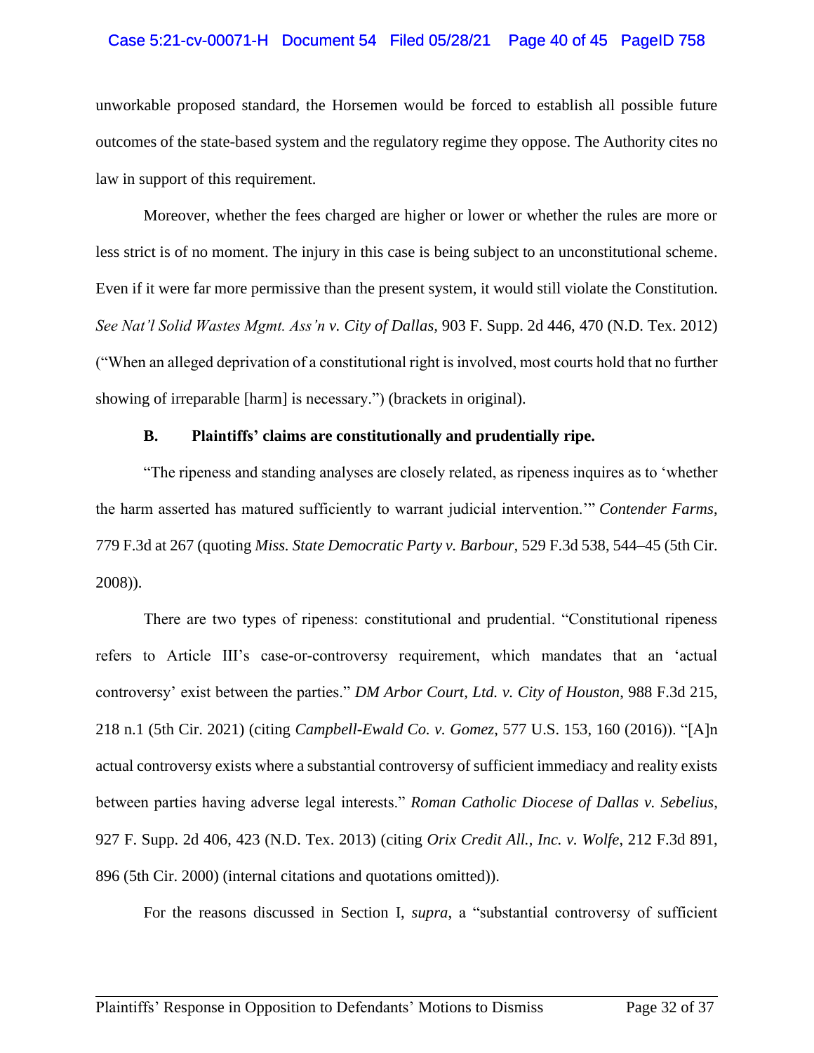unworkable proposed standard, the Horsemen would be forced to establish all possible future outcomes of the state-based system and the regulatory regime they oppose. The Authority cites no law in support of this requirement.

Moreover, whether the fees charged are higher or lower or whether the rules are more or less strict is of no moment. The injury in this case is being subject to an unconstitutional scheme. Even if it were far more permissive than the present system, it would still violate the Constitution. *See Nat'l Solid Wastes Mgmt. Ass'n v. City of Dallas*, 903 F. Supp. 2d 446, 470 (N.D. Tex. 2012) ("When an alleged deprivation of a constitutional right is involved, most courts hold that no further showing of irreparable [harm] is necessary.") (brackets in original).

### B. Plaintiffs' claims are constitutionally and prudentially ripe.

"The ripeness and standing analyses are closely related, as ripeness inquires as to 'whether the harm asserted has matured sufficiently to warrant judicial intervention.'" *Contender Farms*, 779 F.3d at 267 (quoting *Miss. State Democratic Party v. Barbour*, 529 F.3d 538, 544–45 (5th Cir. 2008)).

There are two types of ripeness: constitutional and prudential. "Constitutional ripeness refers to Article III's case-or-controversy requirement, which mandates that an 'actual controversy' exist between the parties." *DM Arbor Court, Ltd. v. City of Houston*, 988 F.3d 215, 218 n.1 (5th Cir. 2021) (citing *Campbell-Ewald Co. v. Gomez*, 577 U.S. 153, 160 (2016)). "[A]n actual controversy exists where a substantial controversy of sufficient immediacy and reality exists between parties having adverse legal interests." *Roman Catholic Diocese of Dallas v. Sebelius*, 927 F. Supp. 2d 406, 423 (N.D. Tex. 2013) (citing *Orix Credit All., Inc. v. Wolfe*, 212 F.3d 891, 896 (5th Cir. 2000) (internal citations and quotations omitted)).

For the reasons discussed in Section I, *supra*, a "substantial controversy of sufficient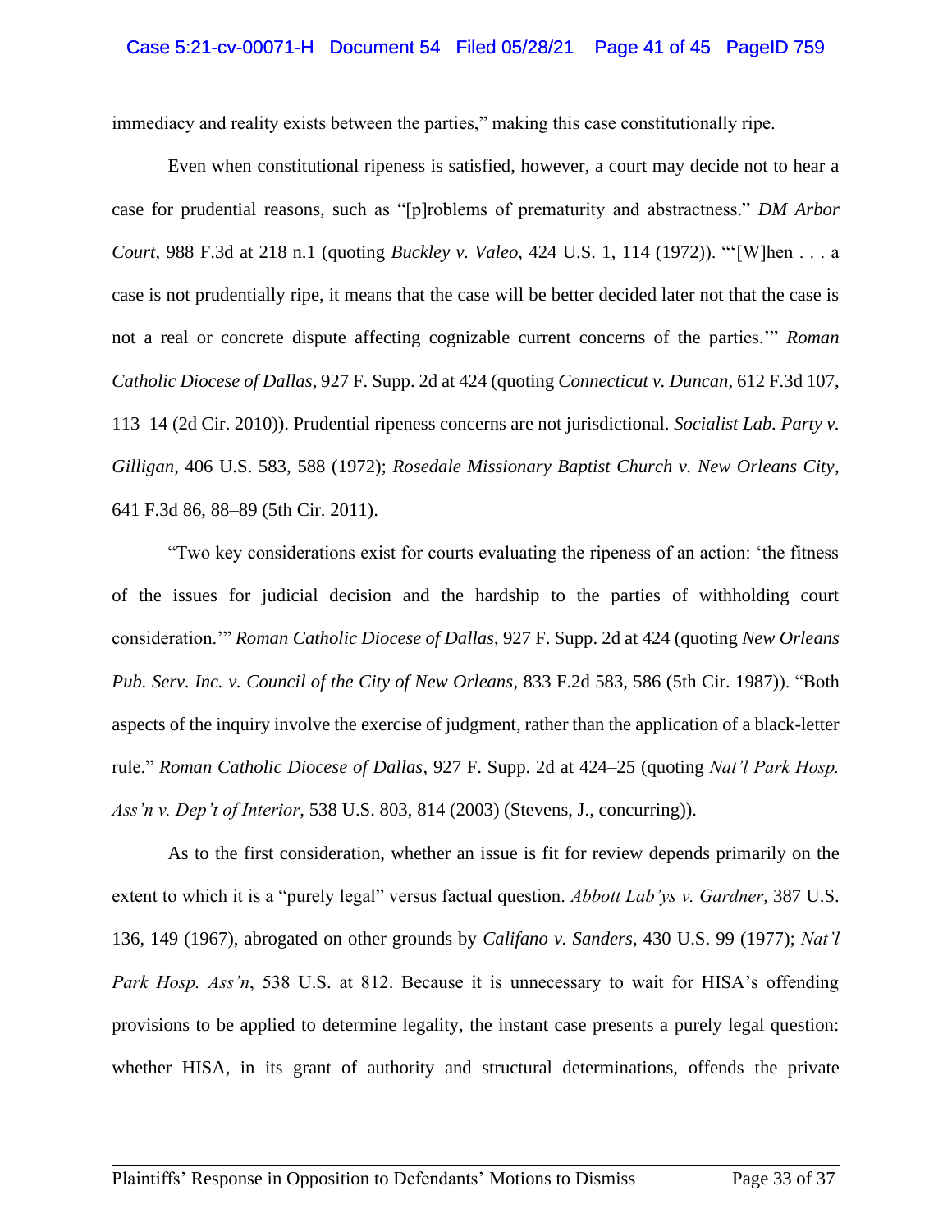immediacy and reality exists between the parties," making this case constitutionally ripe.

Even when constitutional ripeness is satisfied, however, a court may decide not to hear a case for prudential reasons, such as "[p]roblems of prematurity and abstractness." *DM Arbor Court*, 988 F.3d at 218 n.1 (quoting *Buckley v. Valeo*, 424 U.S. 1, 114 (1972)). "'[W]hen . . . a case is not prudentially ripe, it means that the case will be better decided later not that the case is not a real or concrete dispute affecting cognizable current concerns of the parties.'" *Roman Catholic Diocese of Dallas*, 927 F. Supp. 2d at 424 (quoting *Connecticut v. Duncan*, 612 F.3d 107, 113–14 (2d Cir. 2010)). Prudential ripeness concerns are not jurisdictional. *Socialist Lab. Party v. Gilligan*, 406 U.S. 583, 588 (1972); *Rosedale Missionary Baptist Church v. New Orleans City*, 641 F.3d 86, 88–89 (5th Cir. 2011).

"Two key considerations exist for courts evaluating the ripeness of an action: 'the fitness of the issues for judicial decision and the hardship to the parties of withholding court consideration.'" *Roman Catholic Diocese of Dallas*, 927 F. Supp. 2d at 424 (quoting *New Orleans Pub. Serv. Inc. v. Council of the City of New Orleans*, 833 F.2d 583, 586 (5th Cir. 1987)). "Both aspects of the inquiry involve the exercise of judgment, rather than the application of a black-letter rule." *Roman Catholic Diocese of Dallas*, 927 F. Supp. 2d at 424–25 (quoting *Nat'l Park Hosp. Ass'n v. Dep't of Interior*, 538 U.S. 803, 814 (2003) (Stevens, J., concurring)).

As to the first consideration, whether an issue is fit for review depends primarily on the extent to which it is a "purely legal" versus factual question. *Abbott Lab'ys v. Gardner*, 387 U.S. 136, 149 (1967), abrogated on other grounds by *Califano v. Sanders*, 430 U.S. 99 (1977); *Nat'l Park Hosp. Ass'n*, 538 U.S. at 812. Because it is unnecessary to wait for HISA's offending provisions to be applied to determine legality, the instant case presents a purely legal question: whether HISA, in its grant of authority and structural determinations, offends the private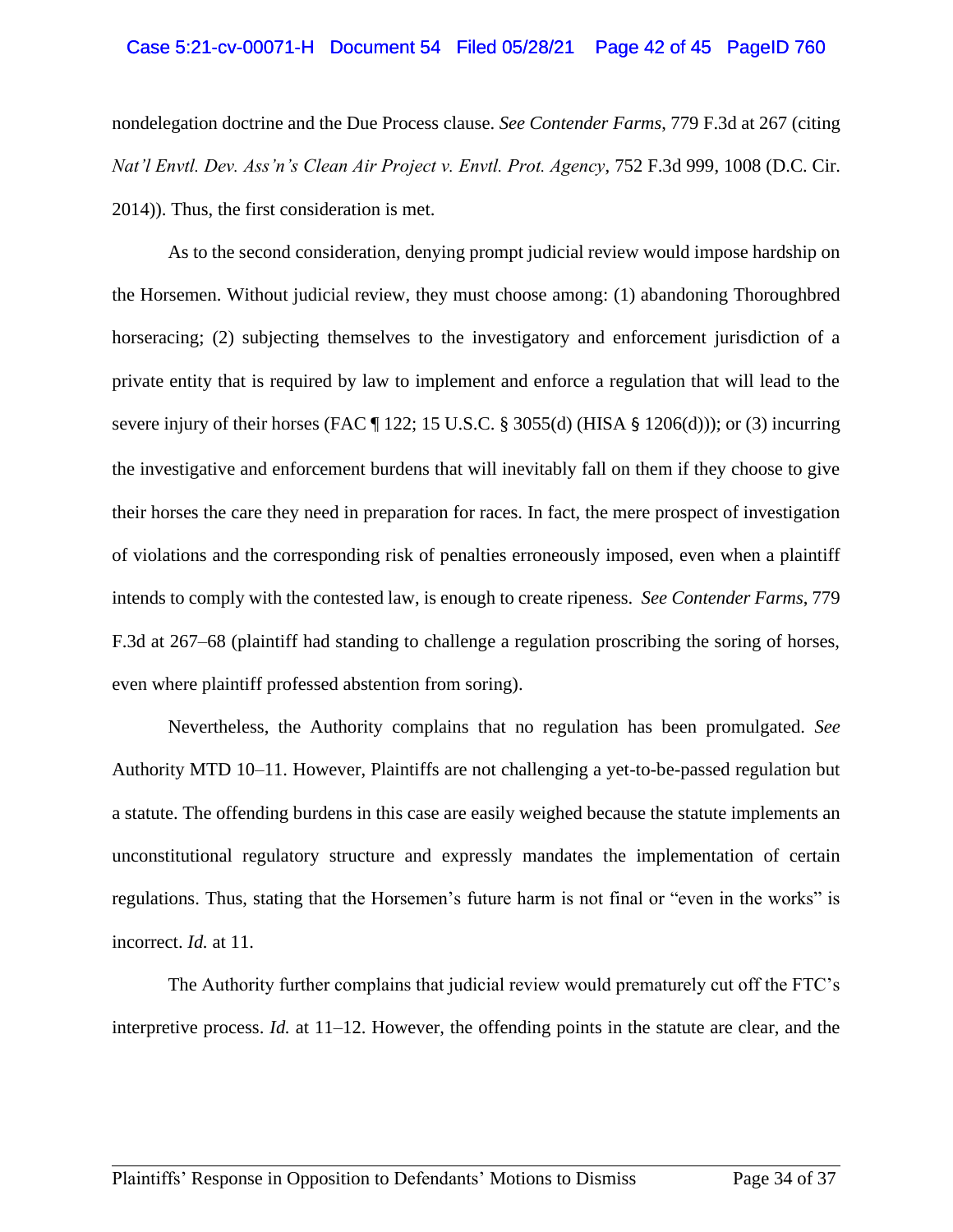nondelegation doctrine and the Due Process clause. *See Contender Farms*, 779 F.3d at 267 (citing *Nat'l Envtl. Dev. Ass'n's Clean Air Project v. Envtl. Prot. Agency*, 752 F.3d 999, 1008 (D.C. Cir. 2014)). Thus, the first consideration is met.

As to the second consideration, denying prompt judicial review would impose hardship on the Horsemen. Without judicial review, they must choose among: (1) abandoning Thoroughbred horseracing; (2) subjecting themselves to the investigatory and enforcement jurisdiction of a private entity that is required by law to implement and enforce a regulation that will lead to the severe injury of their horses (FAC ¶ 122; 15 U.S.C. § 3055(d) (HISA § 1206(d))); or (3) incurring the investigative and enforcement burdens that will inevitably fall on them if they choose to give their horses the care they need in preparation for races. In fact, the mere prospect of investigation of violations and the corresponding risk of penalties erroneously imposed, even when a plaintiff intends to comply with the contested law, is enough to create ripeness. *See Contender Farms*, 779 F.3d at 267–68 (plaintiff had standing to challenge a regulation proscribing the soring of horses, even where plaintiff professed abstention from soring).

Nevertheless, the Authority complains that no regulation has been promulgated. *See* Authority MTD 10–11. However, Plaintiffs are not challenging a yet-to-be-passed regulation but a statute. The offending burdens in this case are easily weighed because the statute implements an unconstitutional regulatory structure and expressly mandates the implementation of certain regulations. Thus, stating that the Horsemen's future harm is not final or "even in the works" is incorrect. *Id.* at 11.

The Authority further complains that judicial review would prematurely cut off the FTC's interpretive process. *Id.* at 11–12. However, the offending points in the statute are clear, and the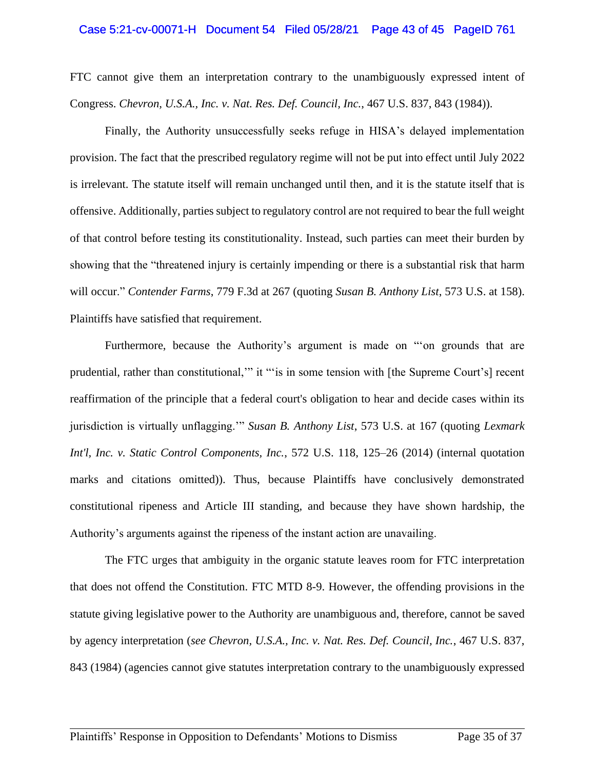FTC cannot give them an interpretation contrary to the unambiguously expressed intent of Congress. *Chevron, U.S.A., Inc. v. Nat. Res. Def. Council, Inc.*, 467 U.S. 837, 843 (1984)).

Finally, the Authority unsuccessfully seeks refuge in HISA's delayed implementation provision. The fact that the prescribed regulatory regime will not be put into effect until July 2022 is irrelevant. The statute itself will remain unchanged until then, and it is the statute itself that is offensive. Additionally, parties subject to regulatory control are not required to bear the full weight of that control before testing its constitutionality. Instead, such parties can meet their burden by showing that the "threatened injury is certainly impending or there is a substantial risk that harm will occur." *Contender Farms*, 779 F.3d at 267 (quoting *Susan B. Anthony List*, 573 U.S. at 158). Plaintiffs have satisfied that requirement.

Furthermore, because the Authority's argument is made on "'on grounds that are prudential, rather than constitutional,'" it "'is in some tension with [the Supreme Court's] recent reaffirmation of the principle that a federal court's obligation to hear and decide cases within its jurisdiction is virtually unflagging.'" *Susan B. Anthony List*, 573 U.S. at 167 (quoting *Lexmark Int'l, Inc. v. Static Control Components, Inc.*, 572 U.S. 118, 125–26 (2014) (internal quotation marks and citations omitted)). Thus, because Plaintiffs have conclusively demonstrated constitutional ripeness and Article III standing, and because they have shown hardship, the Authority's arguments against the ripeness of the instant action are unavailing.

The FTC urges that ambiguity in the organic statute leaves room for FTC interpretation that does not offend the Constitution. FTC MTD 8-9. However, the offending provisions in the statute giving legislative power to the Authority are unambiguous and, therefore, cannot be saved by agency interpretation (*see Chevron, U.S.A., Inc. v. Nat. Res. Def. Council, Inc.*, 467 U.S. 837, 843 (1984) (agencies cannot give statutes interpretation contrary to the unambiguously expressed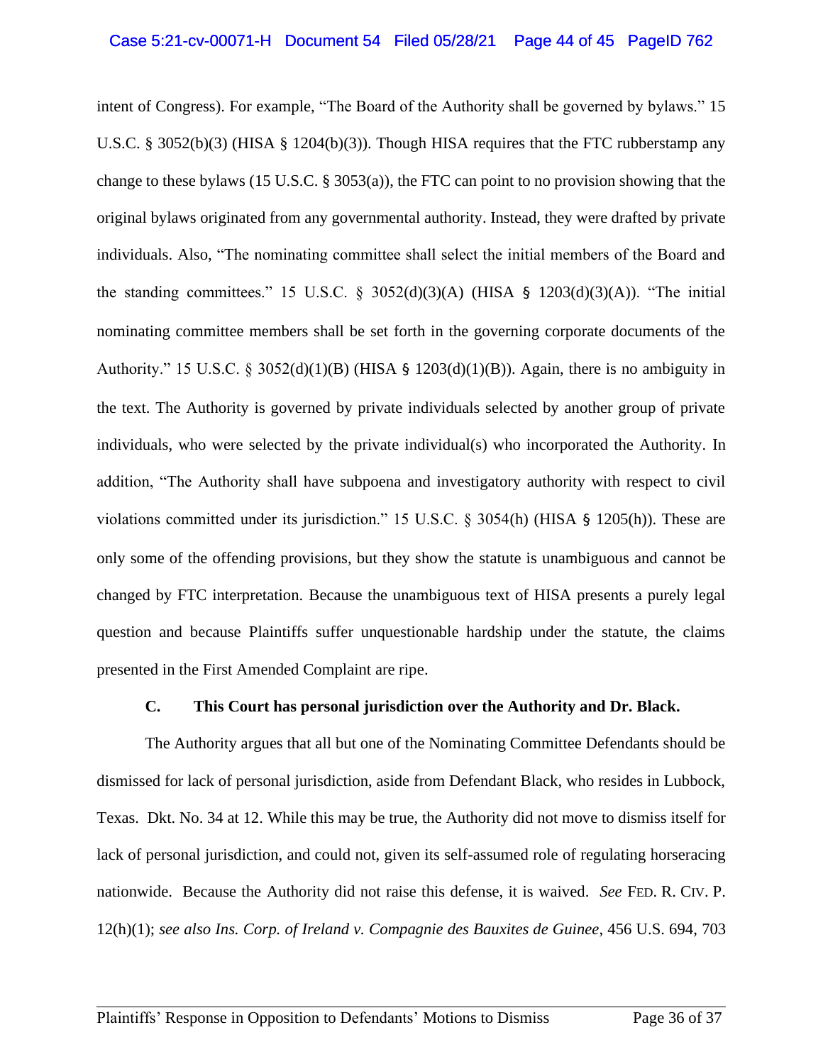intent of Congress). For example, "The Board of the Authority shall be governed by bylaws." 15 U.S.C. § 3052(b)(3) (HISA § 1204(b)(3)). Though HISA requires that the FTC rubberstamp any change to these bylaws (15 U.S.C. § 3053(a)), the FTC can point to no provision showing that the original bylaws originated from any governmental authority. Instead, they were drafted by private individuals. Also, "The nominating committee shall select the initial members of the Board and the standing committees." 15 U.S.C. § 3052(d)(3)(A) (HISA § 1203(d)(3)(A)). "The initial nominating committee members shall be set forth in the governing corporate documents of the Authority." 15 U.S.C. § 3052(d)(1)(B) (HISA § 1203(d)(1)(B)). Again, there is no ambiguity in the text. The Authority is governed by private individuals selected by another group of private individuals, who were selected by the private individual(s) who incorporated the Authority. In addition, "The Authority shall have subpoena and investigatory authority with respect to civil violations committed under its jurisdiction." 15 U.S.C. § 3054(h) (HISA § 1205(h)). These are only some of the offending provisions, but they show the statute is unambiguous and cannot be changed by FTC interpretation. Because the unambiguous text of HISA presents a purely legal question and because Plaintiffs suffer unquestionable hardship under the statute, the claims presented in the First Amended Complaint are ripe.

### C. This Court has personal jurisdiction over the Authority and Dr. Black.

The Authority argues that all but one of the Nominating Committee Defendants should be dismissed for lack of personal jurisdiction, aside from Defendant Black, who resides in Lubbock, Texas. Dkt. No. 34 at 12. While this may be true, the Authority did not move to dismiss itself for lack of personal jurisdiction, and could not, given its self-assumed role of regulating horseracing nationwide. Because the Authority did not raise this defense, it is waived. *See* FED. R. CIV. P. 12(h)(1); *see also Ins. Corp. of Ireland v. Compagnie des Bauxites de Guinee*, 456 U.S. 694, 703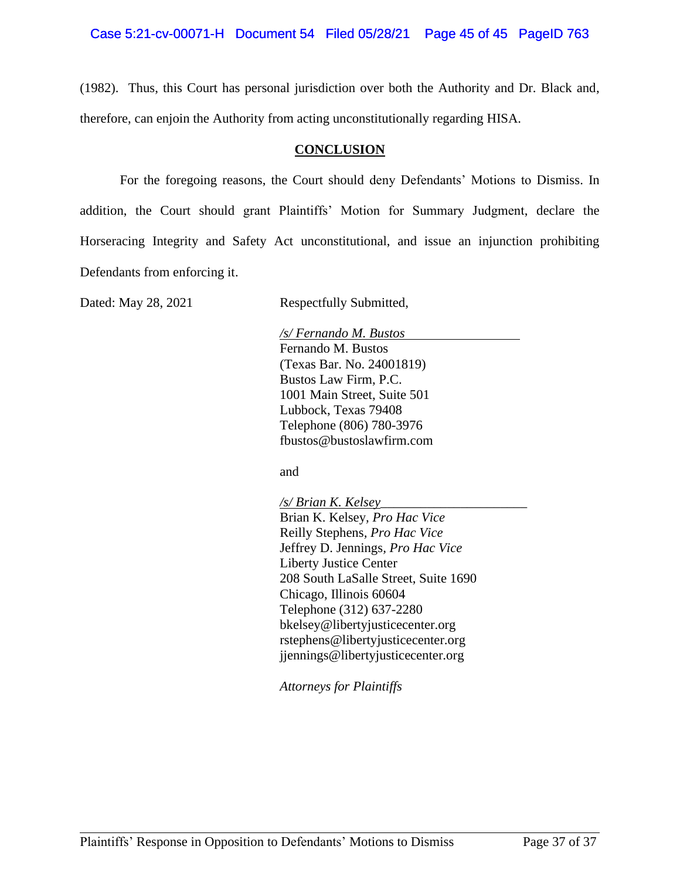(1982). Thus, this Court has personal jurisdiction over both the Authority and Dr. Black and, therefore, can enjoin the Authority from acting unconstitutionally regarding HISA.

## CONCLUSION

For the foregoing reasons, the Court should deny Defendants' Motions to Dismiss. In addition, the Court should grant Plaintiffs' Motion for Summary Judgment, declare the Horseracing Integrity and Safety Act unconstitutional, and issue an injunction prohibiting Defendants from enforcing it.

Dated: May 28, 2021

Respectfully Submitted,

*/s/ Fernando M. Bustos*
Fernando M. Bustos
(Texas Bar. No. 24001819)
Bustos Law Firm, P.C.
1001 Main Street, Suite 501
Lubbock, Texas 79408
Telephone (806) 780-3976
fbustos@bustoslawfirm.com

and

*/s/ Brian K. Kelsey*
Brian K. Kelsey, *Pro Hac Vice*
Reilly Stephens, *Pro Hac Vice*
Jeffrey D. Jennings, *Pro Hac Vice*
Liberty Justice Center
208 South LaSalle Street, Suite 1690
Chicago, Illinois 60604
Telephone (312) 637-2280
bkelsey@libertyjusticecenter.org
rstephens@libertyjusticecenter.org
jjennings@libertyjusticecenter.org

*Attorneys for Plaintiffs*